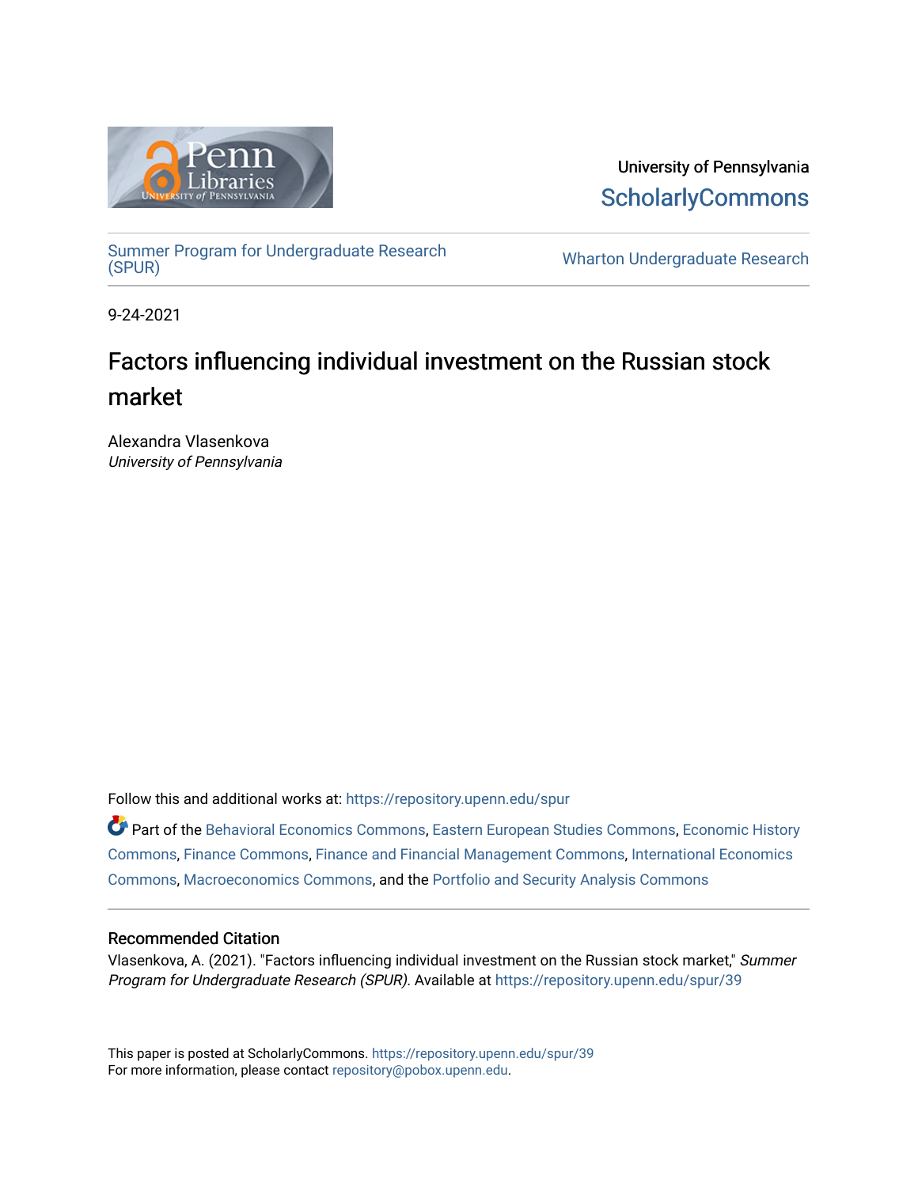University of Pennsylvania

ScholarlyCommons

Summer Program for Undergraduate Research (SPUR)

Wharton Undergraduate Research

9-24-2021

# Factors influencing individual investment on the Russian stock market

Alexandra Vlasenkova
*University of Pennsylvania*

Follow this and additional works at: https://repository.upenn.edu/spur

Part of the Behavioral Economics Commons, Eastern European Studies Commons, Economic History Commons, Finance Commons, Finance and Financial Management Commons, International Economics Commons, Macroeconomics Commons, and the Portfolio and Security Analysis Commons

## Recommended Citation

Vlasenkova, A. (2021). "Factors influencing individual investment on the Russian stock market," *Summer Program for Undergraduate Research (SPUR)*. Available at https://repository.upenn.edu/spur/39

This paper is posted at ScholarlyCommons. https://repository.upenn.edu/spur/39
For more information, please contact repository@pobox.upenn.edu.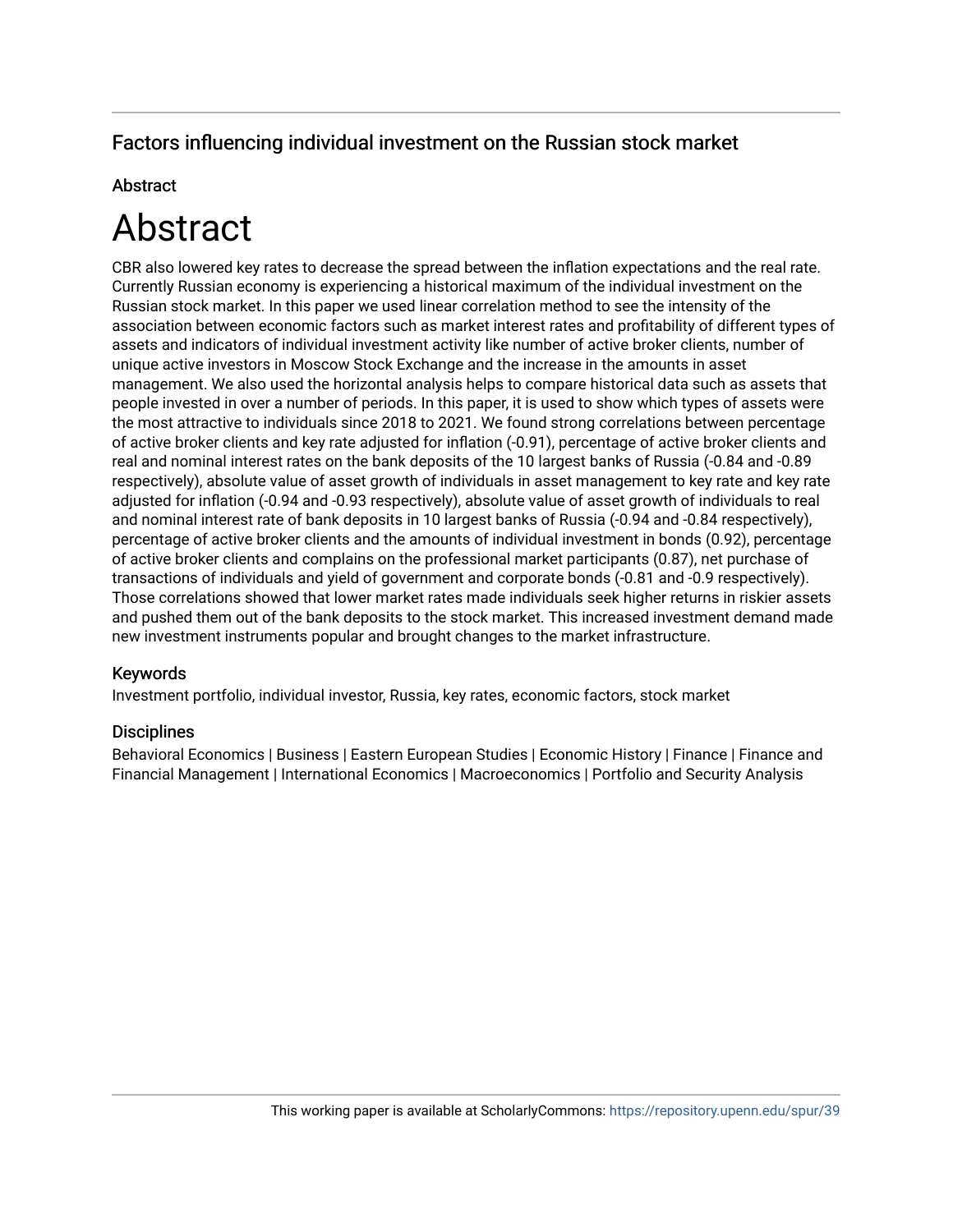## Factors influencing individual investment on the Russian stock market

### Abstract

# Abstract

CBR also lowered key rates to decrease the spread between the inflation expectations and the real rate. Currently Russian economy is experiencing a historical maximum of the individual investment on the Russian stock market. In this paper we used linear correlation method to see the intensity of the association between economic factors such as market interest rates and profitability of different types of assets and indicators of individual investment activity like number of active broker clients, number of unique active investors in Moscow Stock Exchange and the increase in the amounts in asset management. We also used the horizontal analysis helps to compare historical data such as assets that people invested in over a number of periods. In this paper, it is used to show which types of assets were the most attractive to individuals since 2018 to 2021. We found strong correlations between percentage of active broker clients and key rate adjusted for inflation (-0.91), percentage of active broker clients and real and nominal interest rates on the bank deposits of the 10 largest banks of Russia (-0.84 and -0.89 respectively), absolute value of asset growth of individuals in asset management to key rate and key rate adjusted for inflation (-0.94 and -0.93 respectively), absolute value of asset growth of individuals to real and nominal interest rate of bank deposits in 10 largest banks of Russia (-0.94 and -0.84 respectively), percentage of active broker clients and the amounts of individual investment in bonds (0.92), percentage of active broker clients and complains on the professional market participants (0.87), net purchase of transactions of individuals and yield of government and corporate bonds (-0.81 and -0.9 respectively). Those correlations showed that lower market rates made individuals seek higher returns in riskier assets and pushed them out of the bank deposits to the stock market. This increased investment demand made new investment instruments popular and brought changes to the market infrastructure.

### Keywords

Investment portfolio, individual investor, Russia, key rates, economic factors, stock market

### Disciplines

Behavioral Economics | Business | Eastern European Studies | Economic History | Finance | Finance and Financial Management | International Economics | Macroeconomics | Portfolio and Security Analysis

This working paper is available at ScholarlyCommons: https://repository.upenn.edu/spur/39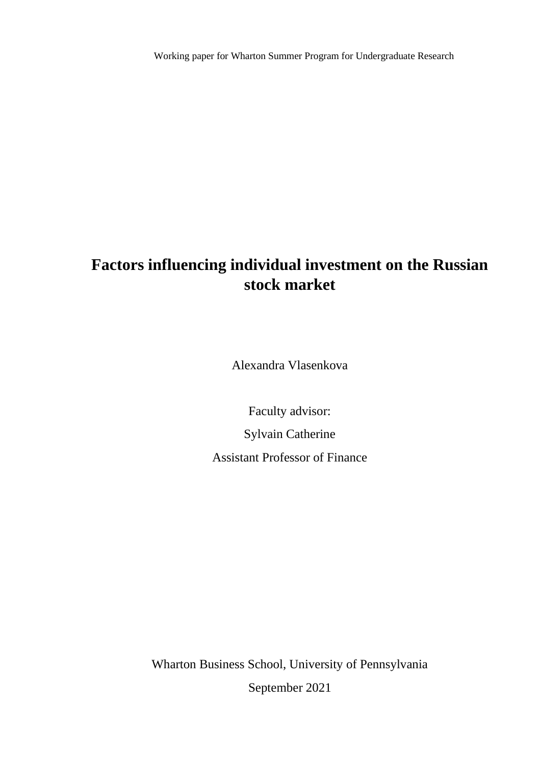Working paper for Wharton Summer Program for Undergraduate Research

# Factors influencing individual investment on the Russian stock market

Alexandra Vlasenkova

Faculty advisor:

Sylvain Catherine

Assistant Professor of Finance

Wharton Business School, University of Pennsylvania

September 2021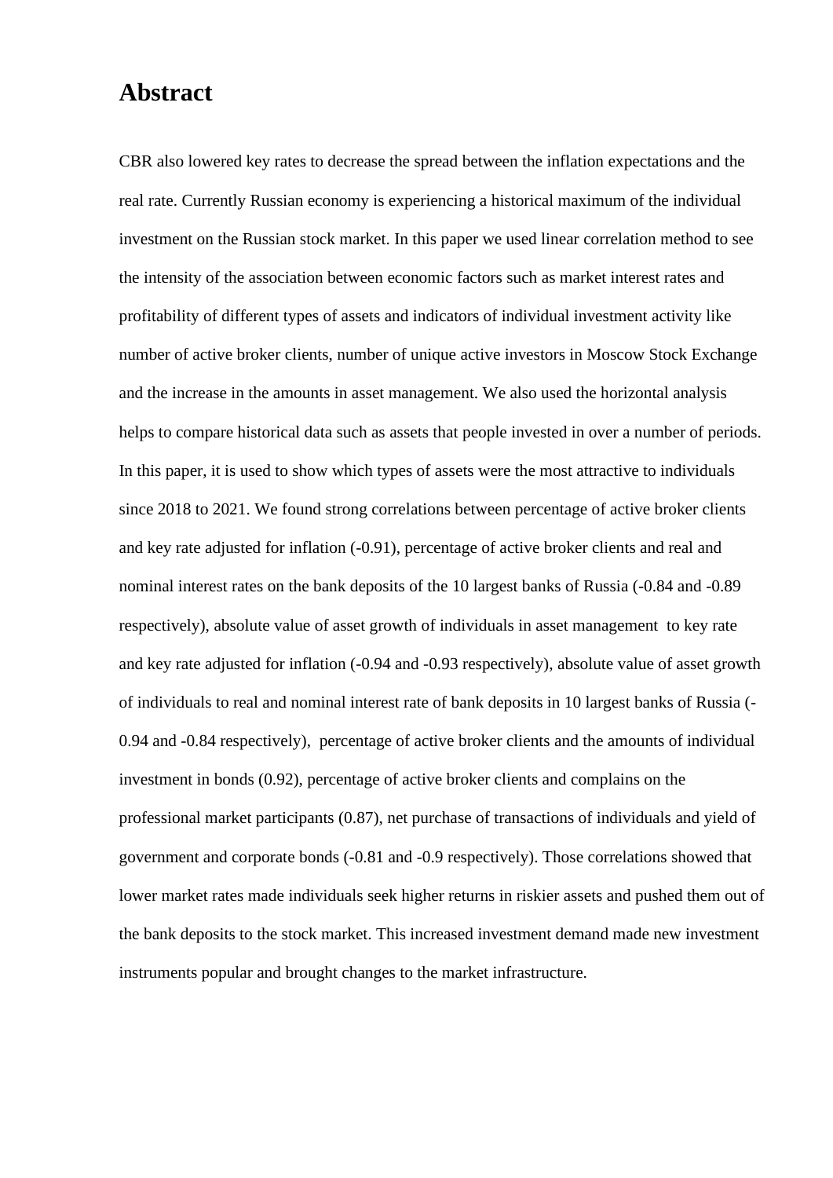# Abstract

CBR also lowered key rates to decrease the spread between the inflation expectations and the real rate. Currently Russian economy is experiencing a historical maximum of the individual investment on the Russian stock market. In this paper we used linear correlation method to see the intensity of the association between economic factors such as market interest rates and profitability of different types of assets and indicators of individual investment activity like number of active broker clients, number of unique active investors in Moscow Stock Exchange and the increase in the amounts in asset management. We also used the horizontal analysis helps to compare historical data such as assets that people invested in over a number of periods. In this paper, it is used to show which types of assets were the most attractive to individuals since 2018 to 2021. We found strong correlations between percentage of active broker clients and key rate adjusted for inflation (-0.91), percentage of active broker clients and real and nominal interest rates on the bank deposits of the 10 largest banks of Russia (-0.84 and -0.89 respectively), absolute value of asset growth of individuals in asset management to key rate and key rate adjusted for inflation (-0.94 and -0.93 respectively), absolute value of asset growth of individuals to real and nominal interest rate of bank deposits in 10 largest banks of Russia (-0.94 and -0.84 respectively), percentage of active broker clients and the amounts of individual investment in bonds (0.92), percentage of active broker clients and complains on the professional market participants (0.87), net purchase of transactions of individuals and yield of government and corporate bonds (-0.81 and -0.9 respectively). Those correlations showed that lower market rates made individuals seek higher returns in riskier assets and pushed them out of the bank deposits to the stock market. This increased investment demand made new investment instruments popular and brought changes to the market infrastructure.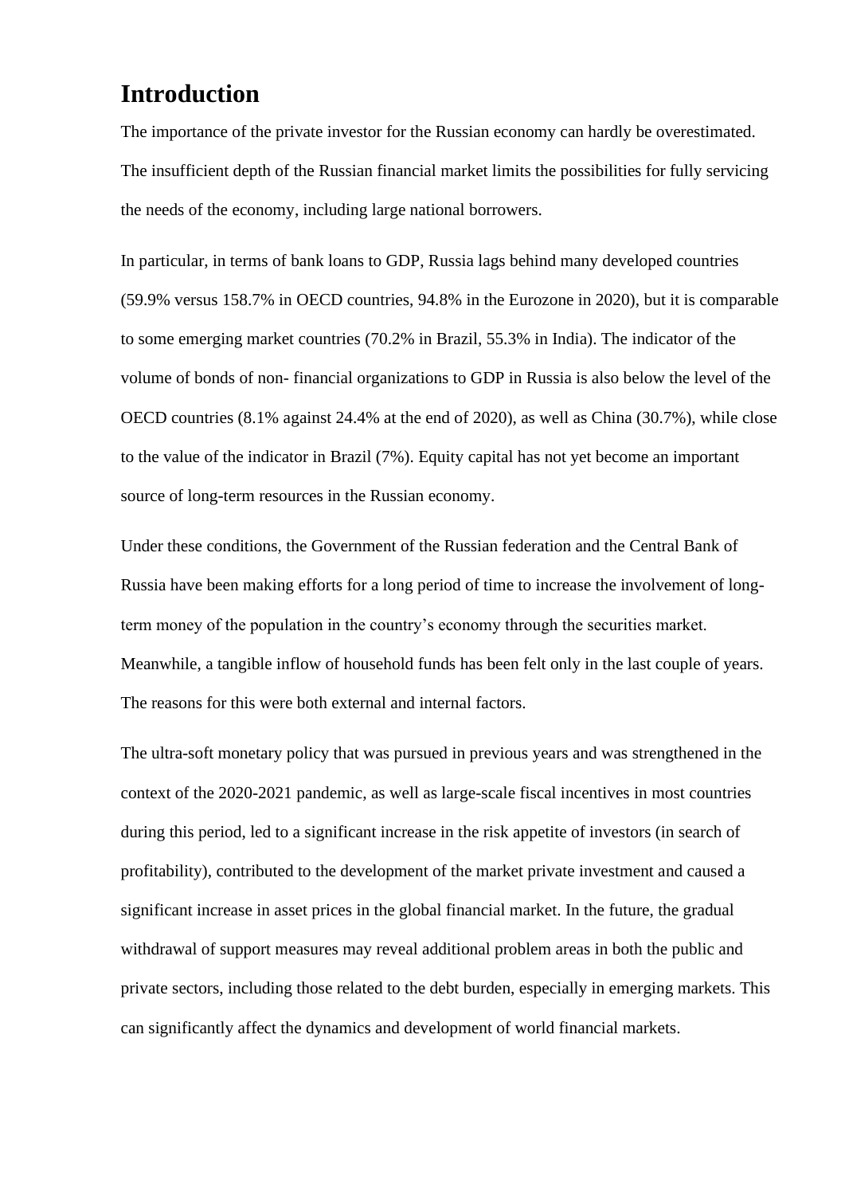# Introduction

The importance of the private investor for the Russian economy can hardly be overestimated. The insufficient depth of the Russian financial market limits the possibilities for fully servicing the needs of the economy, including large national borrowers.

In particular, in terms of bank loans to GDP, Russia lags behind many developed countries (59.9% versus 158.7% in OECD countries, 94.8% in the Eurozone in 2020), but it is comparable to some emerging market countries (70.2% in Brazil, 55.3% in India). The indicator of the volume of bonds of non- financial organizations to GDP in Russia is also below the level of the OECD countries (8.1% against 24.4% at the end of 2020), as well as China (30.7%), while close to the value of the indicator in Brazil (7%). Equity capital has not yet become an important source of long-term resources in the Russian economy.

Under these conditions, the Government of the Russian federation and the Central Bank of Russia have been making efforts for a long period of time to increase the involvement of long-term money of the population in the country's economy through the securities market. Meanwhile, a tangible inflow of household funds has been felt only in the last couple of years. The reasons for this were both external and internal factors.

The ultra-soft monetary policy that was pursued in previous years and was strengthened in the context of the 2020-2021 pandemic, as well as large-scale fiscal incentives in most countries during this period, led to a significant increase in the risk appetite of investors (in search of profitability), contributed to the development of the market private investment and caused a significant increase in asset prices in the global financial market. In the future, the gradual withdrawal of support measures may reveal additional problem areas in both the public and private sectors, including those related to the debt burden, especially in emerging markets. This can significantly affect the dynamics and development of world financial markets.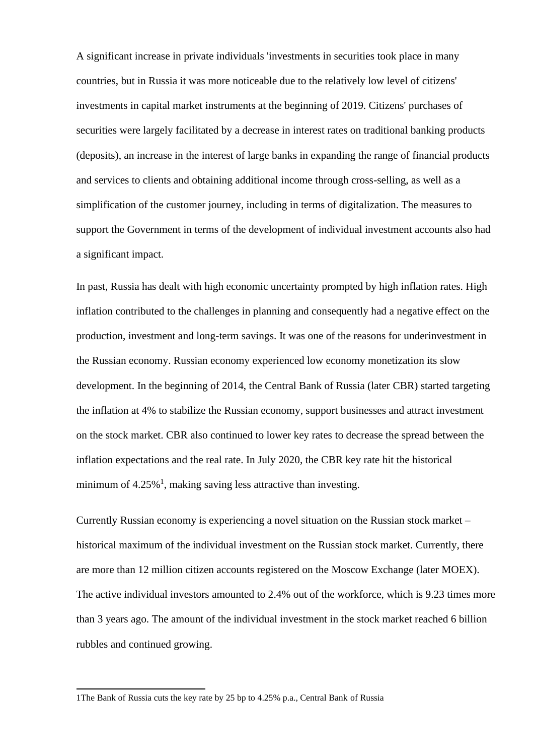A significant increase in private individuals 'investments in securities took place in many countries, but in Russia it was more noticeable due to the relatively low level of citizens' investments in capital market instruments at the beginning of 2019. Citizens' purchases of securities were largely facilitated by a decrease in interest rates on traditional banking products (deposits), an increase in the interest of large banks in expanding the range of financial products and services to clients and obtaining additional income through cross-selling, as well as a simplification of the customer journey, including in terms of digitalization. The measures to support the Government in terms of the development of individual investment accounts also had a significant impact.

In past, Russia has dealt with high economic uncertainty prompted by high inflation rates. High inflation contributed to the challenges in planning and consequently had a negative effect on the production, investment and long-term savings. It was one of the reasons for underinvestment in the Russian economy. Russian economy experienced low economy monetization its slow development. In the beginning of 2014, the Central Bank of Russia (later CBR) started targeting the inflation at 4% to stabilize the Russian economy, support businesses and attract investment on the stock market. CBR also continued to lower key rates to decrease the spread between the inflation expectations and the real rate. In July 2020, the CBR key rate hit the historical minimum of 4.25%[1], making saving less attractive than investing.

Currently Russian economy is experiencing a novel situation on the Russian stock market – historical maximum of the individual investment on the Russian stock market. Currently, there are more than 12 million citizen accounts registered on the Moscow Exchange (later MOEX). The active individual investors amounted to 2.4% out of the workforce, which is 9.23 times more than 3 years ago. The amount of the individual investment in the stock market reached 6 billion rubbles and continued growing.

1The Bank of Russia cuts the key rate by 25 bp to 4.25% p.a., Central Bank of Russia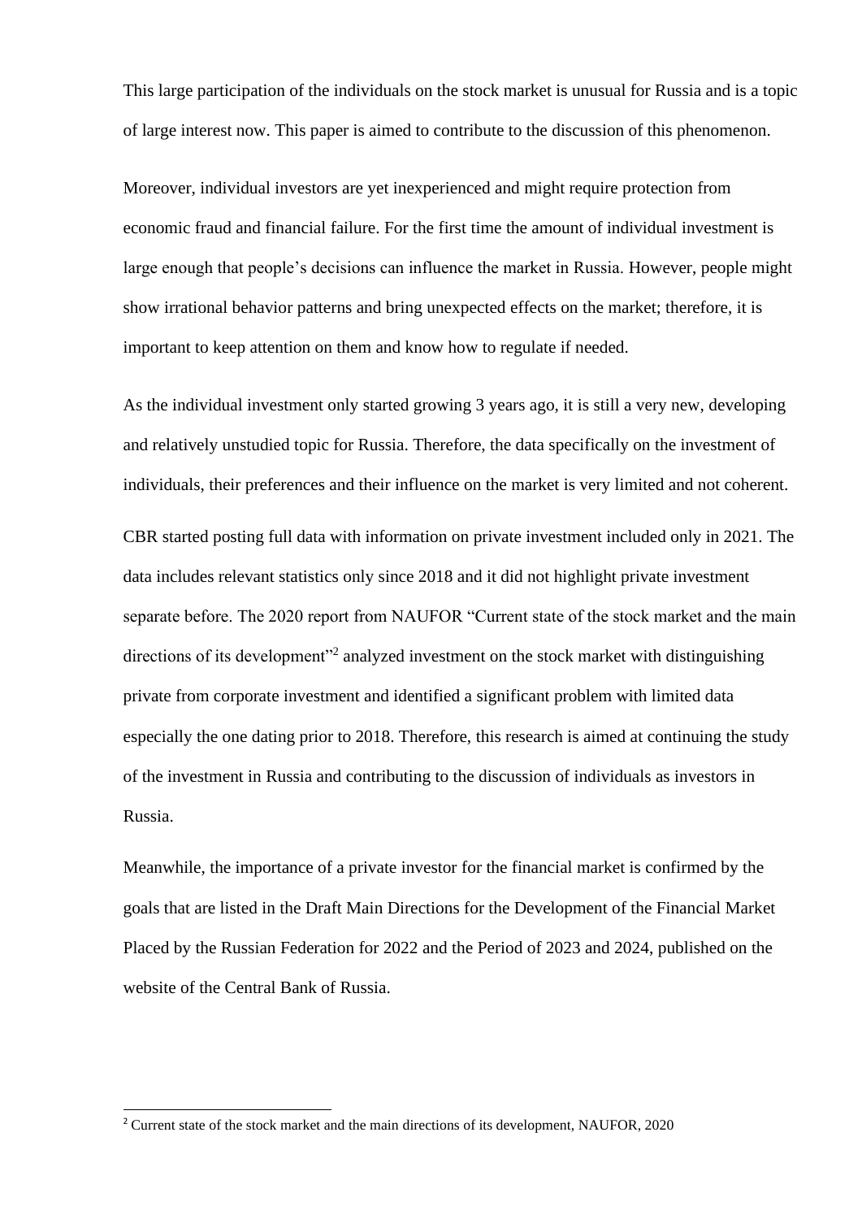This large participation of the individuals on the stock market is unusual for Russia and is a topic of large interest now. This paper is aimed to contribute to the discussion of this phenomenon.

Moreover, individual investors are yet inexperienced and might require protection from economic fraud and financial failure. For the first time the amount of individual investment is large enough that people's decisions can influence the market in Russia. However, people might show irrational behavior patterns and bring unexpected effects on the market; therefore, it is important to keep attention on them and know how to regulate if needed.

As the individual investment only started growing 3 years ago, it is still a very new, developing and relatively unstudied topic for Russia. Therefore, the data specifically on the investment of individuals, their preferences and their influence on the market is very limited and not coherent.

CBR started posting full data with information on private investment included only in 2021. The data includes relevant statistics only since 2018 and it did not highlight private investment separate before. The 2020 report from NAUFOR "Current state of the stock market and the main directions of its development"[2] analyzed investment on the stock market with distinguishing private from corporate investment and identified a significant problem with limited data especially the one dating prior to 2018. Therefore, this research is aimed at continuing the study of the investment in Russia and contributing to the discussion of individuals as investors in Russia.

Meanwhile, the importance of a private investor for the financial market is confirmed by the goals that are listed in the Draft Main Directions for the Development of the Financial Market Placed by the Russian Federation for 2022 and the Period of 2023 and 2024, published on the website of the Central Bank of Russia.

[2] Current state of the stock market and the main directions of its development, NAUFOR, 2020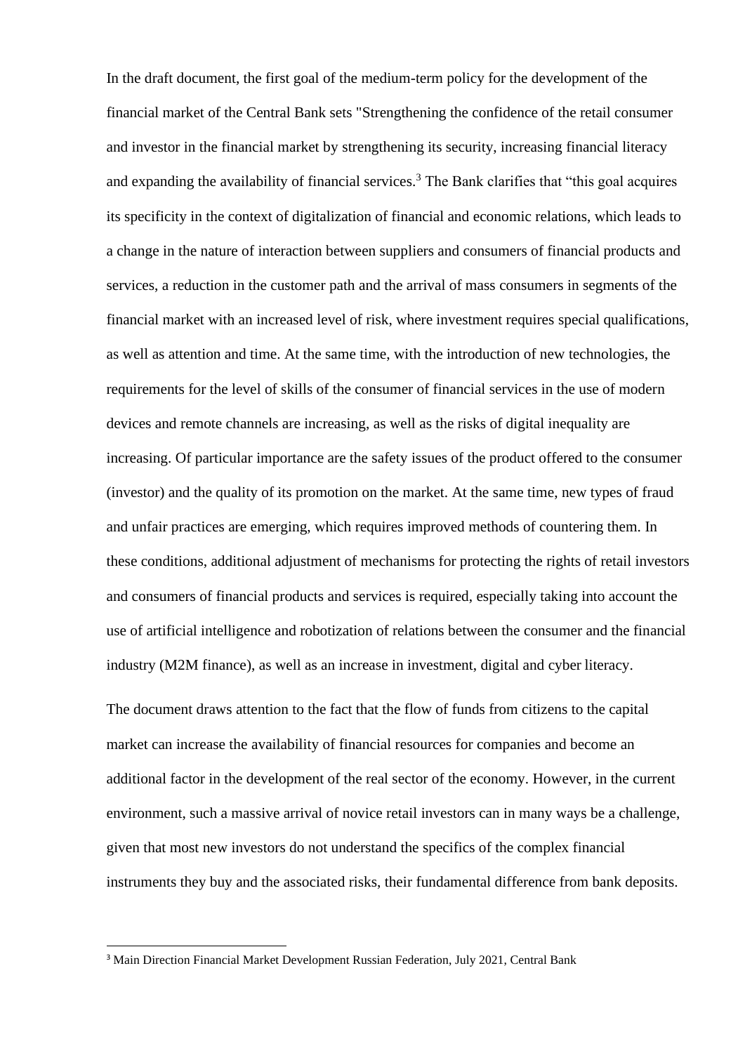In the draft document, the first goal of the medium-term policy for the development of the financial market of the Central Bank sets "Strengthening the confidence of the retail consumer and investor in the financial market by strengthening its security, increasing financial literacy and expanding the availability of financial services.[3] The Bank clarifies that "this goal acquires its specificity in the context of digitalization of financial and economic relations, which leads to a change in the nature of interaction between suppliers and consumers of financial products and services, a reduction in the customer path and the arrival of mass consumers in segments of the financial market with an increased level of risk, where investment requires special qualifications, as well as attention and time. At the same time, with the introduction of new technologies, the requirements for the level of skills of the consumer of financial services in the use of modern devices and remote channels are increasing, as well as the risks of digital inequality are increasing. Of particular importance are the safety issues of the product offered to the consumer (investor) and the quality of its promotion on the market. At the same time, new types of fraud and unfair practices are emerging, which requires improved methods of countering them. In these conditions, additional adjustment of mechanisms for protecting the rights of retail investors and consumers of financial products and services is required, especially taking into account the use of artificial intelligence and robotization of relations between the consumer and the financial industry (M2M finance), as well as an increase in investment, digital and cyber literacy.

The document draws attention to the fact that the flow of funds from citizens to the capital market can increase the availability of financial resources for companies and become an additional factor in the development of the real sector of the economy. However, in the current environment, such a massive arrival of novice retail investors can in many ways be a challenge, given that most new investors do not understand the specifics of the complex financial instruments they buy and the associated risks, their fundamental difference from bank deposits.

---

[3] Main Direction Financial Market Development Russian Federation, July 2021, Central Bank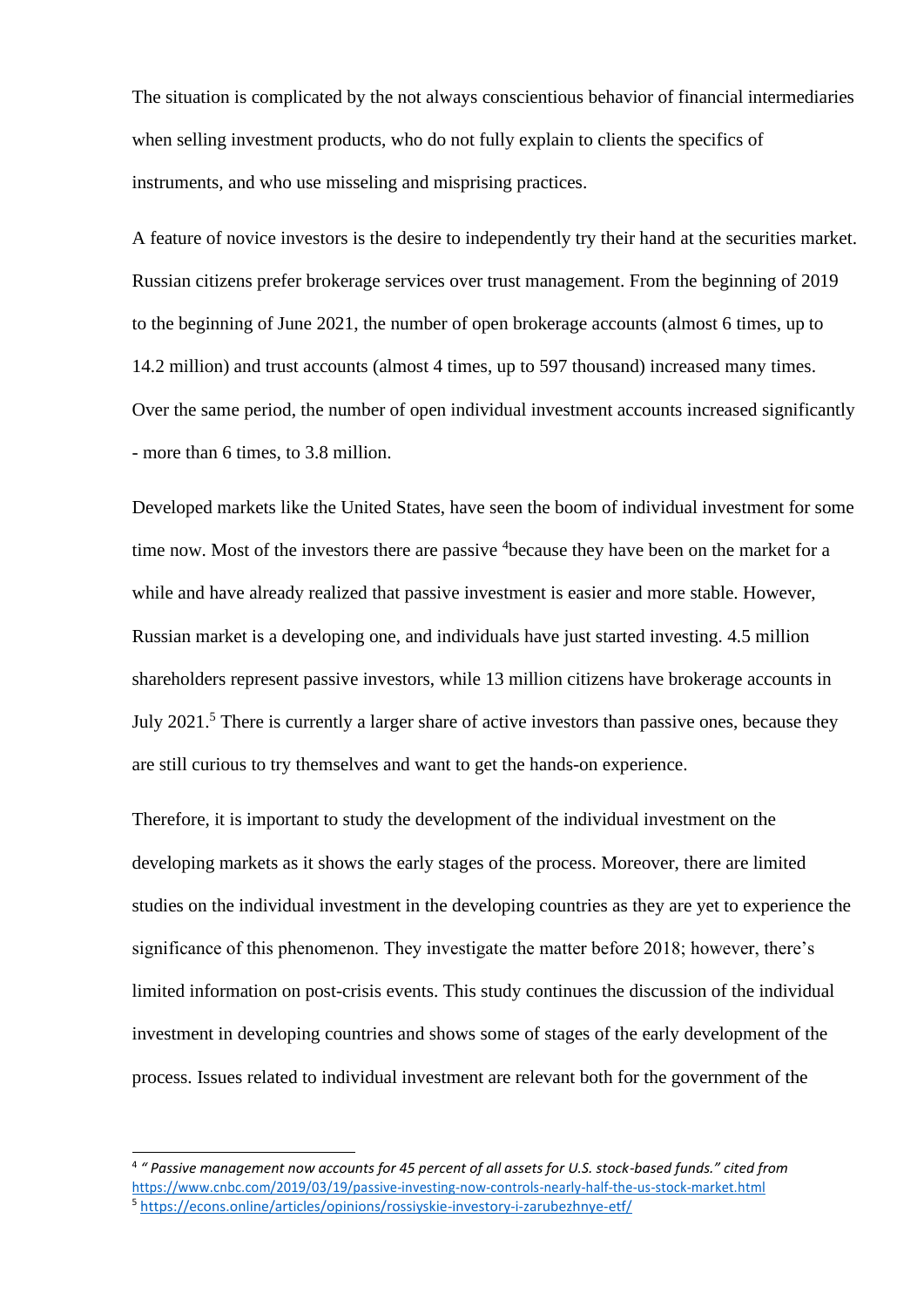The situation is complicated by the not always conscientious behavior of financial intermediaries when selling investment products, who do not fully explain to clients the specifics of instruments, and who use misseling and misprising practices.

A feature of novice investors is the desire to independently try their hand at the securities market. Russian citizens prefer brokerage services over trust management. From the beginning of 2019 to the beginning of June 2021, the number of open brokerage accounts (almost 6 times, up to 14.2 million) and trust accounts (almost 4 times, up to 597 thousand) increased many times. Over the same period, the number of open individual investment accounts increased significantly - more than 6 times, to 3.8 million.

Developed markets like the United States, have seen the boom of individual investment for some time now. Most of the investors there are passive [4]because they have been on the market for a while and have already realized that passive investment is easier and more stable. However, Russian market is a developing one, and individuals have just started investing. 4.5 million shareholders represent passive investors, while 13 million citizens have brokerage accounts in July 2021.[5] There is currently a larger share of active investors than passive ones, because they are still curious to try themselves and want to get the hands-on experience.

Therefore, it is important to study the development of the individual investment on the developing markets as it shows the early stages of the process. Moreover, there are limited studies on the individual investment in the developing countries as they are yet to experience the significance of this phenomenon. They investigate the matter before 2018; however, there's limited information on post-crisis events. This study continues the discussion of the individual investment in developing countries and shows some of stages of the early development of the process. Issues related to individual investment are relevant both for the government of the

---

[4] *" Passive management now accounts for 45 percent of all assets for U.S. stock-based funds." cited from* https://www.cnbc.com/2019/03/19/passive-investing-now-controls-nearly-half-the-us-stock-market.html

[5] https://econs.online/articles/opinions/rossiyskie-investory-i-zarubezhnye-etf/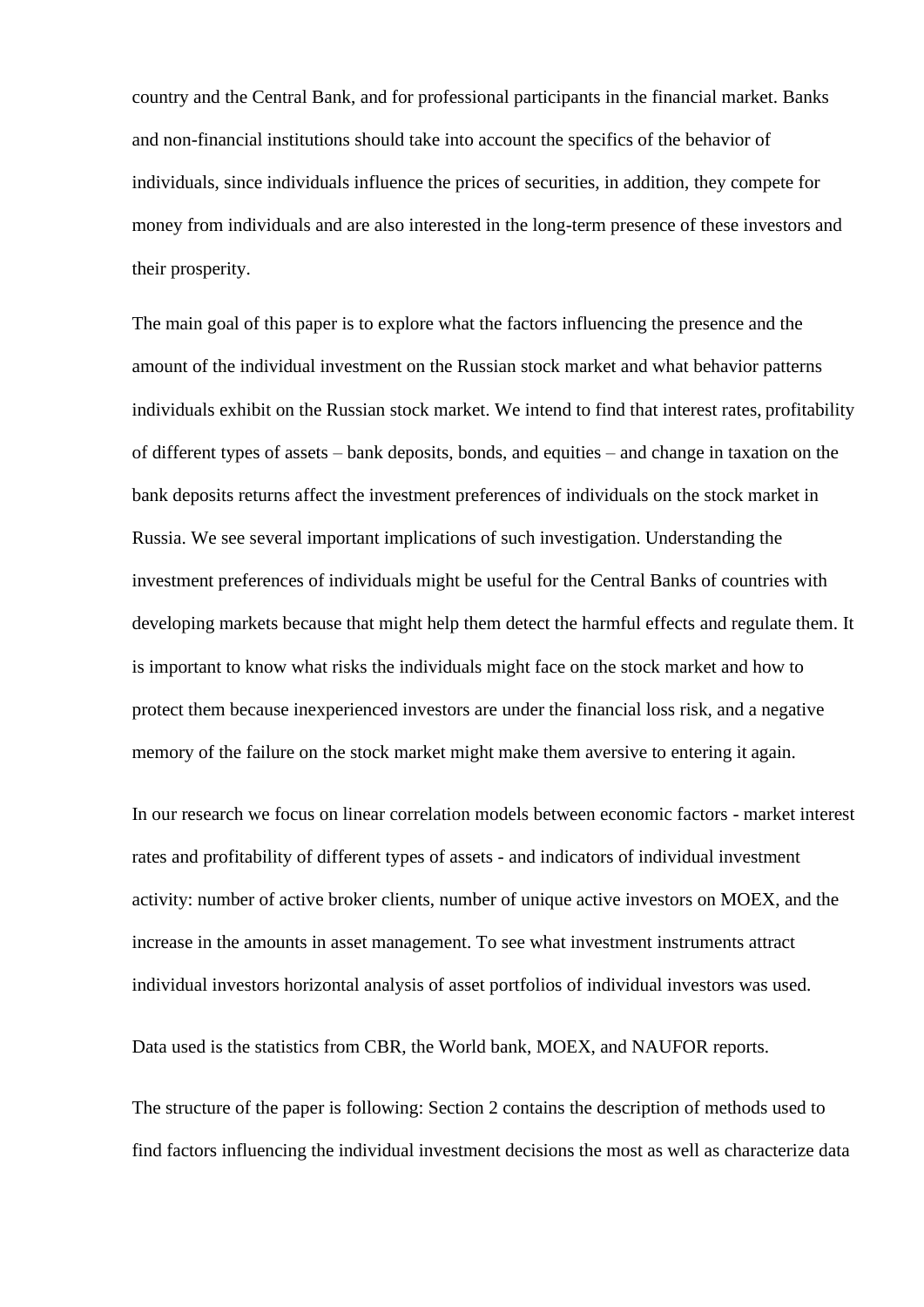country and the Central Bank, and for professional participants in the financial market. Banks and non-financial institutions should take into account the specifics of the behavior of individuals, since individuals influence the prices of securities, in addition, they compete for money from individuals and are also interested in the long-term presence of these investors and their prosperity.

The main goal of this paper is to explore what the factors influencing the presence and the amount of the individual investment on the Russian stock market and what behavior patterns individuals exhibit on the Russian stock market. We intend to find that interest rates, profitability of different types of assets – bank deposits, bonds, and equities – and change in taxation on the bank deposits returns affect the investment preferences of individuals on the stock market in Russia. We see several important implications of such investigation. Understanding the investment preferences of individuals might be useful for the Central Banks of countries with developing markets because that might help them detect the harmful effects and regulate them. It is important to know what risks the individuals might face on the stock market and how to protect them because inexperienced investors are under the financial loss risk, and a negative memory of the failure on the stock market might make them aversive to entering it again.

In our research we focus on linear correlation models between economic factors - market interest rates and profitability of different types of assets - and indicators of individual investment activity: number of active broker clients, number of unique active investors on MOEX, and the increase in the amounts in asset management. To see what investment instruments attract individual investors horizontal analysis of asset portfolios of individual investors was used.

Data used is the statistics from CBR, the World bank, MOEX, and NAUFOR reports.

The structure of the paper is following: Section 2 contains the description of methods used to find factors influencing the individual investment decisions the most as well as characterize data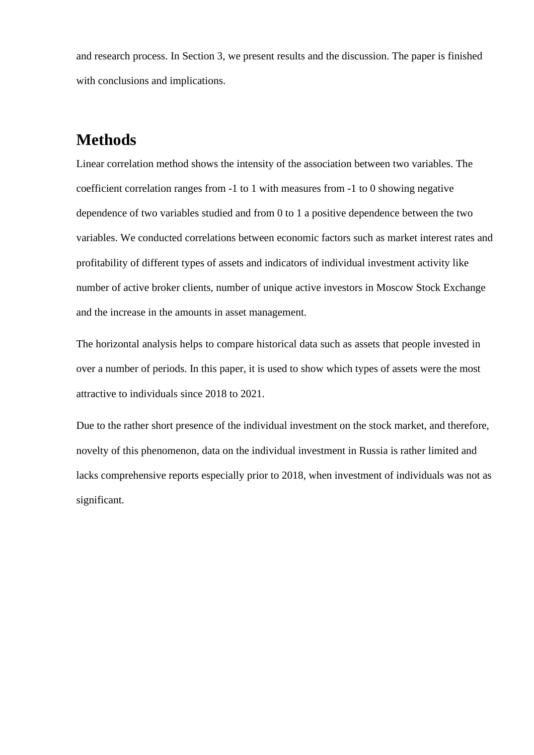and research process. In Section 3, we present results and the discussion. The paper is finished with conclusions and implications.

## Methods

Linear correlation method shows the intensity of the association between two variables. The coefficient correlation ranges from -1 to 1 with measures from -1 to 0 showing negative dependence of two variables studied and from 0 to 1 a positive dependence between the two variables. We conducted correlations between economic factors such as market interest rates and profitability of different types of assets and indicators of individual investment activity like number of active broker clients, number of unique active investors in Moscow Stock Exchange and the increase in the amounts in asset management.

The horizontal analysis helps to compare historical data such as assets that people invested in over a number of periods. In this paper, it is used to show which types of assets were the most attractive to individuals since 2018 to 2021.

Due to the rather short presence of the individual investment on the stock market, and therefore, novelty of this phenomenon, data on the individual investment in Russia is rather limited and lacks comprehensive reports especially prior to 2018, when investment of individuals was not as significant.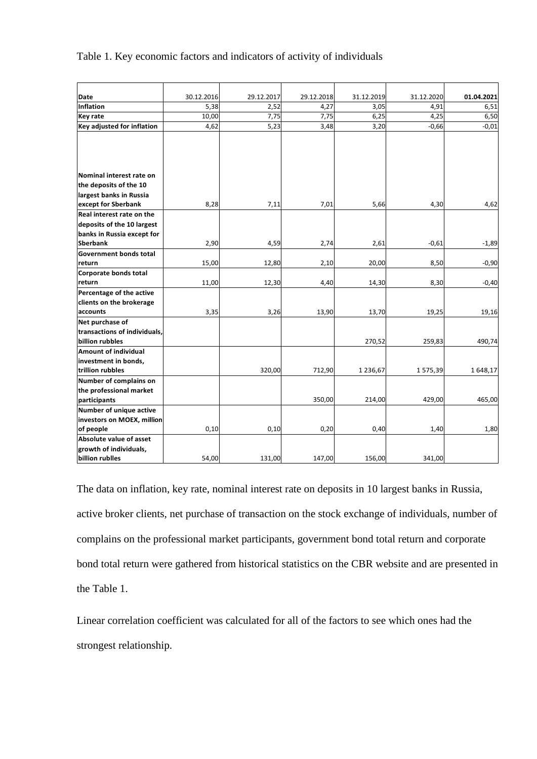Table 1. Key economic factors and indicators of activity of individuals

| **Date** | 30.12.2016 | 29.12.2017 | 29.12.2018 | 31.12.2019 | 31.12.2020 | **01.04.2021** |
|---|---|---|---|---|---|---|
| **Inflation** | 5,38 | 2,52 | 4,27 | 3,05 | 4,91 | 6,51 |
| **Key rate** | 10,00 | 7,75 | 7,75 | 6,25 | 4,25 | 6,50 |
| **Key adjusted for inflation** | 4,62 | 5,23 | 3,48 | 3,20 | -0,66 | -0,01 |
| **Nominal interest rate on the deposits of the 10 largest banks in Russia except for Sberbank** | 8,28 | 7,11 | 7,01 | 5,66 | 4,30 | 4,62 |
| **Real interest rate on the deposits of the 10 largest banks in Russia except for Sberbank** | 2,90 | 4,59 | 2,74 | 2,61 | -0,61 | -1,89 |
| **Government bonds total return** | 15,00 | 12,80 | 2,10 | 20,00 | 8,50 | -0,90 |
| **Corporate bonds total return** | 11,00 | 12,30 | 4,40 | 14,30 | 8,30 | -0,40 |
| **Percentage of the active clients on the brokerage accounts** | 3,35 | 3,26 | 13,90 | 13,70 | 19,25 | 19,16 |
| **Net purchase of transactions of individuals, billion rubbles** | | | | 270,52 | 259,83 | 490,74 |
| **Amount of individual investment in bonds, trillion rubbles** | | 320,00 | 712,90 | 1 236,67 | 1 575,39 | 1 648,17 |
| **Number of complains on the professional market participants** | | | 350,00 | 214,00 | 429,00 | 465,00 |
| **Number of unique active investors on MOEX, million of people** | 0,10 | 0,10 | 0,20 | 0,40 | 1,40 | 1,80 |
| **Absolute value of asset growth of individuals, billion rublles** | 54,00 | 131,00 | 147,00 | 156,00 | 341,00 | |

The data on inflation, key rate, nominal interest rate on deposits in 10 largest banks in Russia, active broker clients, net purchase of transaction on the stock exchange of individuals, number of complains on the professional market participants, government bond total return and corporate bond total return were gathered from historical statistics on the CBR website and are presented in the Table 1.

Linear correlation coefficient was calculated for all of the factors to see which ones had the strongest relationship.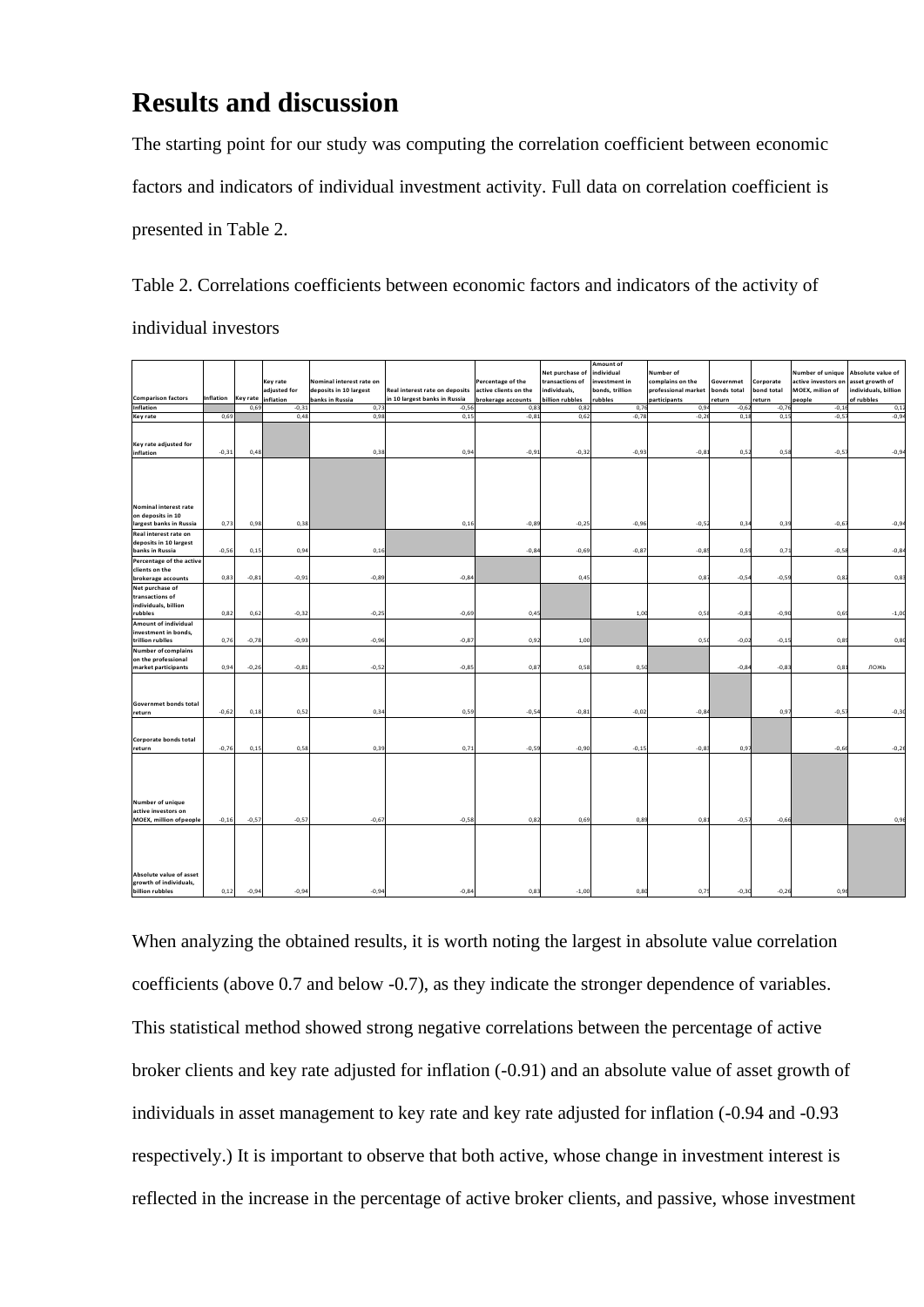# Results and discussion

The starting point for our study was computing the correlation coefficient between economic factors and indicators of individual investment activity. Full data on correlation coefficient is presented in Table 2.

Table 2. Correlations coefficients between economic factors and indicators of the activity of individual investors

| Comparison factors | Inflation | Key rate | Key rate adjusted for inflation | Nominal interest rate on deposits in 10 largest banks in Russia | Real interest rate on deposits in 10 largest banks in Russia | Percentage of the active clients on the brokerage accounts | Net purchase of transactions of individuals, billion rubbles | Amount of individual investment in bonds, trillion rubbles | Number of complains on the professional market participants | Governmet bonds total return | Corporate bond total return | Number of unique active investors on MOEX, milion of people | Absolute value of asset growth of individuals, billion of rubbles |
|---|---|---|---|---|---|---|---|---|---|---|---|---|---|
| Inflation | | 0,69 | -0,31 | 0,73 | -0,56 | 0,83 | 0,82 | 0,76 | 0,94 | -0,62 | -0,76 | -0,16 | 0,12 |
| Key rate | 0,69 | | 0,48 | 0,98 | 0,15 | -0,81 | 0,62 | -0,78 | -0,26 | 0,18 | 0,15 | -0,57 | -0,94 |
| Key rate adjusted for inflation | -0,31 | 0,48 | | 0,38 | 0,94 | -0,91 | -0,32 | -0,93 | -0,81 | 0,52 | 0,58 | -0,57 | -0,94 |
| Nominal interest rate on deposits in 10 largest banks in Russia | 0,73 | 0,98 | 0,38 | | 0,16 | -0,89 | -0,25 | -0,96 | -0,52 | 0,34 | 0,39 | -0,67 | -0,94 |
| Real interest rate on deposits in 10 largest banks in Russia | -0,56 | 0,15 | 0,94 | 0,16 | | -0,84 | -0,69 | -0,87 | -0,85 | 0,59 | 0,71 | -0,58 | -0,84 |
| Percentage of the active clients on the brokerage accounts | 0,83 | -0,81 | -0,91 | -0,89 | -0,84 | | 0,45 | | 0,87 | -0,54 | -0,59 | 0,82 | 0,83 |
| Net purchase of transactions of individuals, billion rubbles | 0,82 | 0,62 | -0,32 | -0,25 | -0,69 | 0,45 | | 1,00 | 0,58 | -0,81 | -0,90 | 0,69 | -1,00 |
| Amount of individual investment in bonds, trillion rubbles | 0,76 | -0,78 | -0,93 | -0,96 | -0,87 | 0,92 | 1,00 | | 0,50 | -0,02 | -0,15 | 0,89 | 0,80 |
| Number of complains on the professional market participants | 0,94 | -0,26 | -0,81 | -0,52 | -0,85 | 0,87 | 0,58 | 0,50 | | -0,84 | -0,83 | 0,81 | ЛОЖЬ |
| Governmet bonds total return | -0,62 | 0,18 | 0,52 | 0,34 | 0,59 | -0,54 | -0,81 | -0,02 | -0,84 | | 0,97 | -0,57 | -0,30 |
| Corporate bonds total return | -0,76 | 0,15 | 0,58 | 0,39 | 0,71 | -0,59 | -0,90 | -0,15 | -0,83 | 0,97 | | -0,66 | -0,26 |
| Number of unique active investors on MOEX, million of people | -0,16 | -0,57 | -0,57 | -0,67 | -0,58 | 0,82 | 0,69 | 0,89 | 0,81 | -0,57 | -0,66 | | 0,96 |
| Absolute value of asset growth of individuals, billion rubbles | 0,12 | -0,94 | -0,94 | -0,94 | -0,84 | 0,83 | -1,00 | 0,80 | 0,75 | -0,30 | -0,26 | 0,96 | |

When analyzing the obtained results, it is worth noting the largest in absolute value correlation coefficients (above 0.7 and below -0.7), as they indicate the stronger dependence of variables. This statistical method showed strong negative correlations between the percentage of active broker clients and key rate adjusted for inflation (-0.91) and an absolute value of asset growth of individuals in asset management to key rate and key rate adjusted for inflation (-0.94 and -0.93 respectively.) It is important to observe that both active, whose change in investment interest is reflected in the increase in the percentage of active broker clients, and passive, whose investment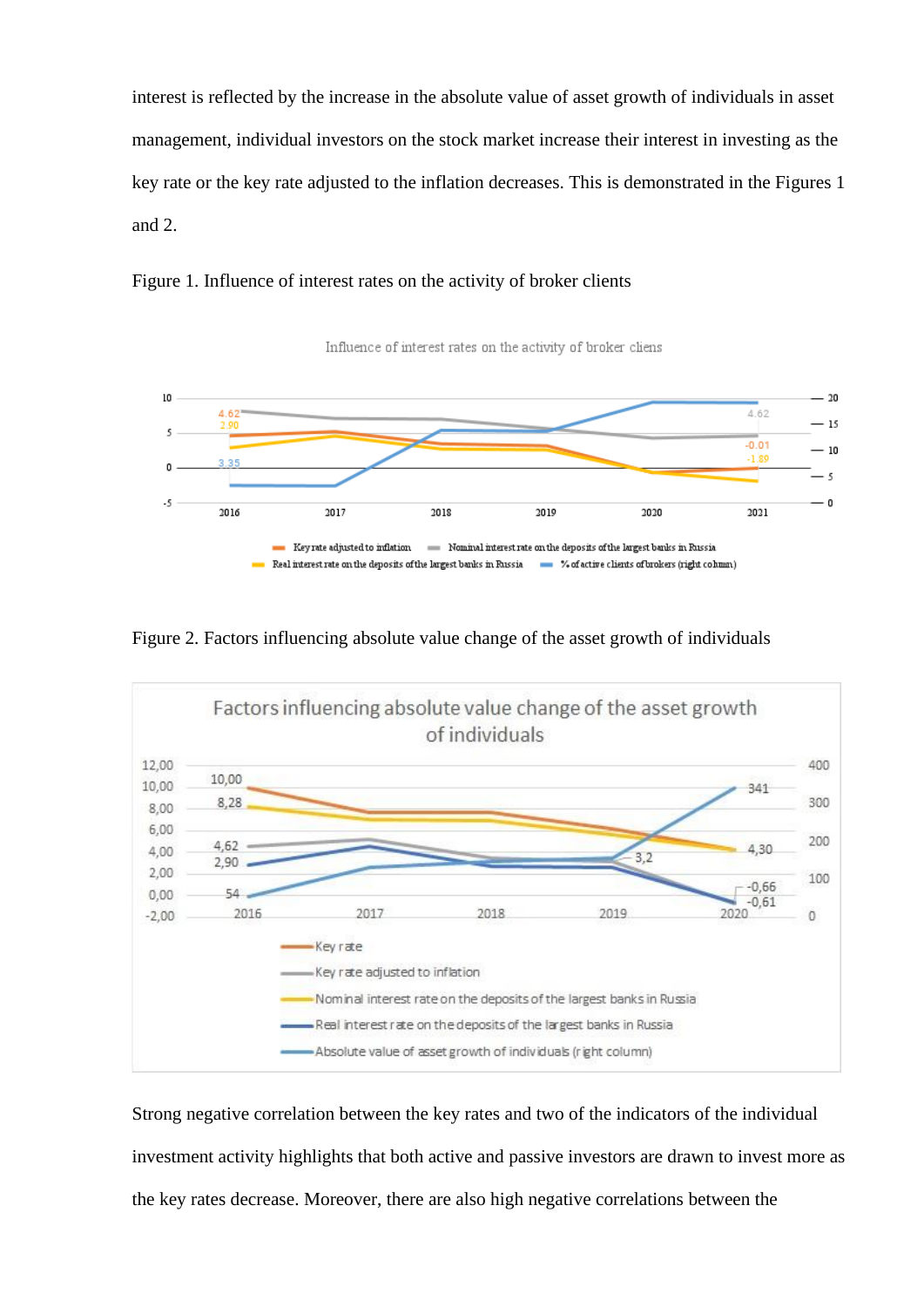interest is reflected by the increase in the absolute value of asset growth of individuals in asset management, individual investors on the stock market increase their interest in investing as the key rate or the key rate adjusted to the inflation decreases. This is demonstrated in the Figures 1 and 2.

Figure 1. Influence of interest rates on the activity of broker clients

Figure 2. Factors influencing absolute value change of the asset growth of individuals

Strong negative correlation between the key rates and two of the indicators of the individual investment activity highlights that both active and passive investors are drawn to invest more as the key rates decrease. Moreover, there are also high negative correlations between the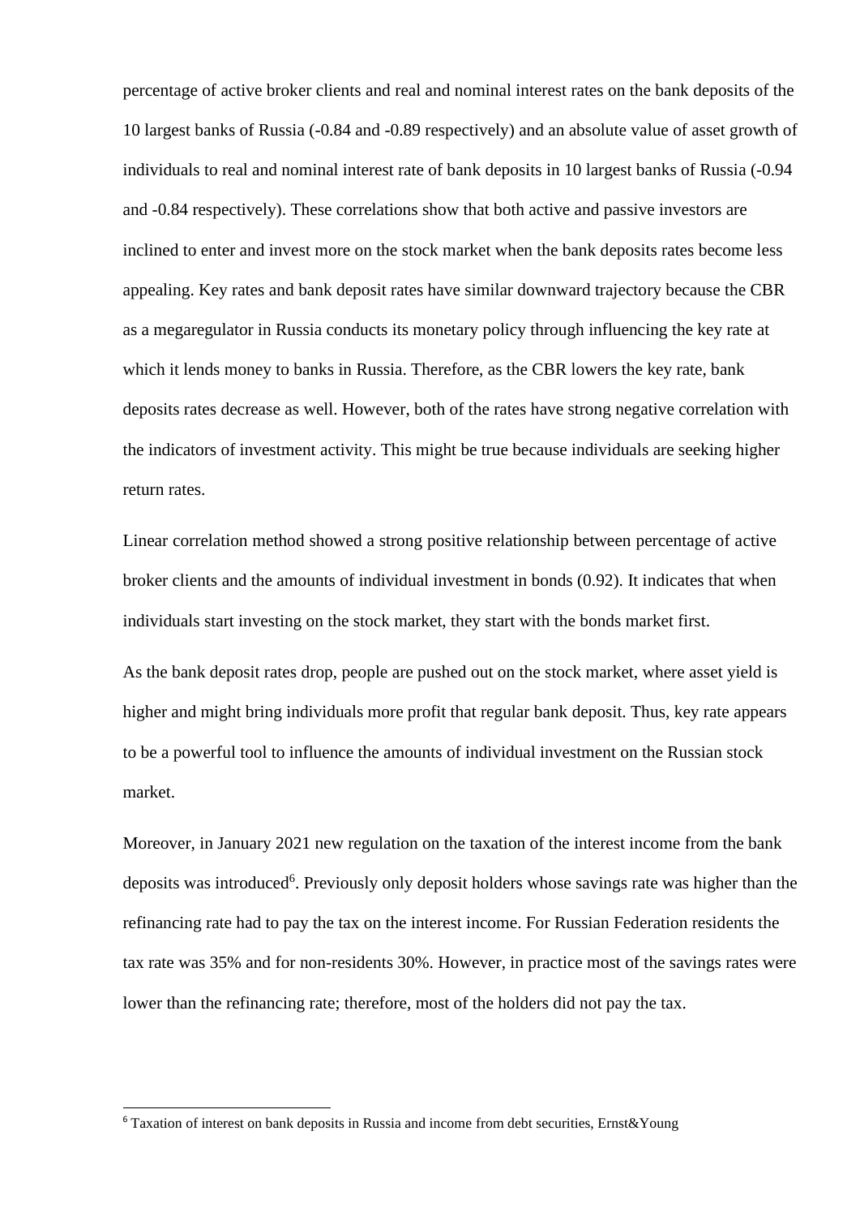percentage of active broker clients and real and nominal interest rates on the bank deposits of the 10 largest banks of Russia (-0.84 and -0.89 respectively) and an absolute value of asset growth of individuals to real and nominal interest rate of bank deposits in 10 largest banks of Russia (-0.94 and -0.84 respectively). These correlations show that both active and passive investors are inclined to enter and invest more on the stock market when the bank deposits rates become less appealing. Key rates and bank deposit rates have similar downward trajectory because the CBR as a megaregulator in Russia conducts its monetary policy through influencing the key rate at which it lends money to banks in Russia. Therefore, as the CBR lowers the key rate, bank deposits rates decrease as well. However, both of the rates have strong negative correlation with the indicators of investment activity. This might be true because individuals are seeking higher return rates.

Linear correlation method showed a strong positive relationship between percentage of active broker clients and the amounts of individual investment in bonds (0.92). It indicates that when individuals start investing on the stock market, they start with the bonds market first.

As the bank deposit rates drop, people are pushed out on the stock market, where asset yield is higher and might bring individuals more profit that regular bank deposit. Thus, key rate appears to be a powerful tool to influence the amounts of individual investment on the Russian stock market.

Moreover, in January 2021 new regulation on the taxation of the interest income from the bank deposits was introduced[6]. Previously only deposit holders whose savings rate was higher than the refinancing rate had to pay the tax on the interest income. For Russian Federation residents the tax rate was 35% and for non-residents 30%. However, in practice most of the savings rates were lower than the refinancing rate; therefore, most of the holders did not pay the tax.

---

[6] Taxation of interest on bank deposits in Russia and income from debt securities, Ernst&Young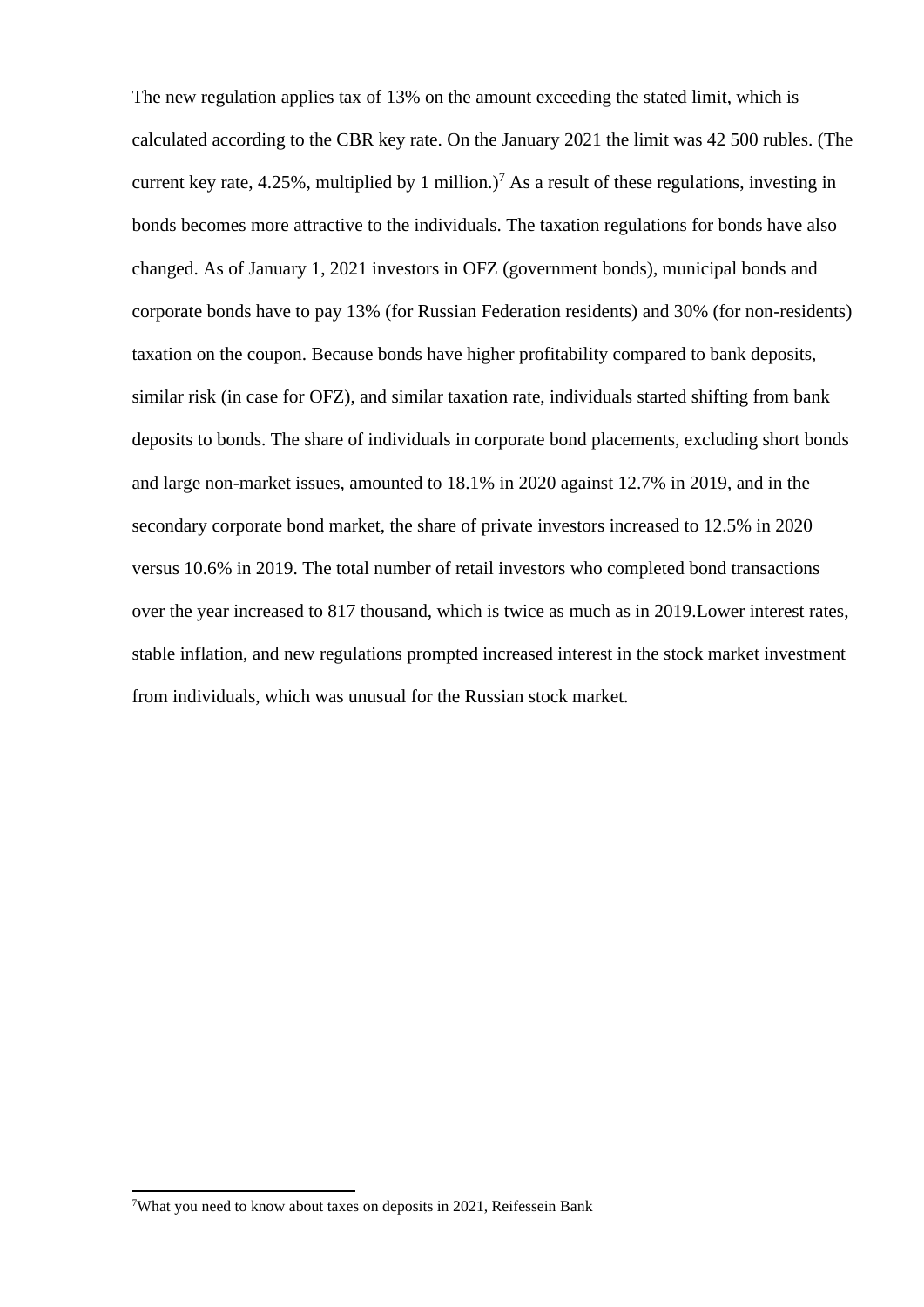The new regulation applies tax of 13% on the amount exceeding the stated limit, which is calculated according to the CBR key rate. On the January 2021 the limit was 42 500 rubles. (The current key rate, 4.25%, multiplied by 1 million.)[7] As a result of these regulations, investing in bonds becomes more attractive to the individuals. The taxation regulations for bonds have also changed. As of January 1, 2021 investors in OFZ (government bonds), municipal bonds and corporate bonds have to pay 13% (for Russian Federation residents) and 30% (for non-residents) taxation on the coupon. Because bonds have higher profitability compared to bank deposits, similar risk (in case for OFZ), and similar taxation rate, individuals started shifting from bank deposits to bonds. The share of individuals in corporate bond placements, excluding short bonds and large non-market issues, amounted to 18.1% in 2020 against 12.7% in 2019, and in the secondary corporate bond market, the share of private investors increased to 12.5% in 2020 versus 10.6% in 2019. The total number of retail investors who completed bond transactions over the year increased to 817 thousand, which is twice as much as in 2019.Lower interest rates, stable inflation, and new regulations prompted increased interest in the stock market investment from individuals, which was unusual for the Russian stock market.

[7] What you need to know about taxes on deposits in 2021, Reifessein Bank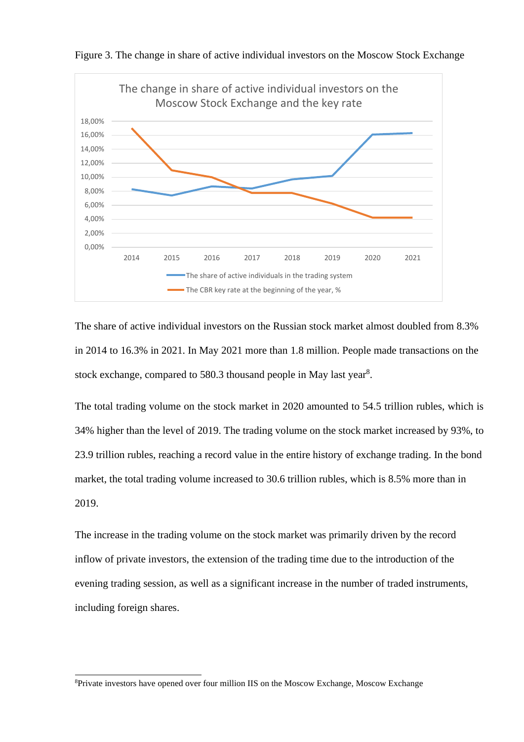Figure 3. The change in share of active individual investors on the Moscow Stock Exchange

The share of active individual investors on the Russian stock market almost doubled from 8.3% in 2014 to 16.3% in 2021. In May 2021 more than 1.8 million. People made transactions on the stock exchange, compared to 580.3 thousand people in May last year[8].

The total trading volume on the stock market in 2020 amounted to 54.5 trillion rubles, which is 34% higher than the level of 2019. The trading volume on the stock market increased by 93%, to 23.9 trillion rubles, reaching a record value in the entire history of exchange trading. In the bond market, the total trading volume increased to 30.6 trillion rubles, which is 8.5% more than in 2019.

The increase in the trading volume on the stock market was primarily driven by the record inflow of private investors, the extension of the trading time due to the introduction of the evening trading session, as well as a significant increase in the number of traded instruments, including foreign shares.

[8]Private investors have opened over four million IIS on the Moscow Exchange, Moscow Exchange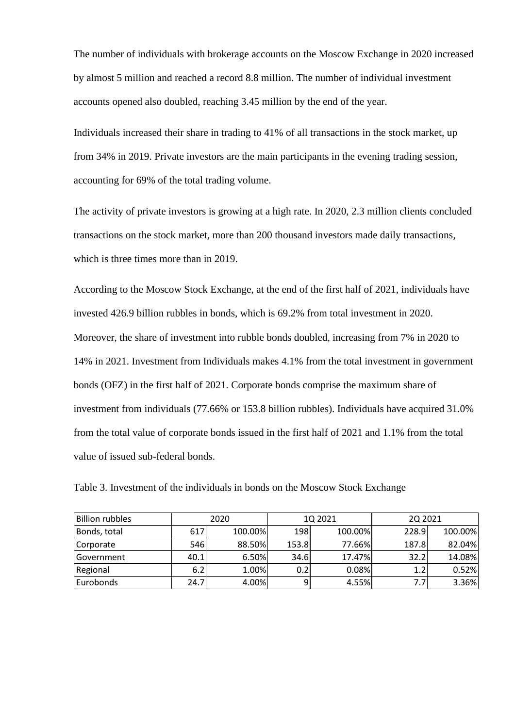The number of individuals with brokerage accounts on the Moscow Exchange in 2020 increased by almost 5 million and reached a record 8.8 million. The number of individual investment accounts opened also doubled, reaching 3.45 million by the end of the year.

Individuals increased their share in trading to 41% of all transactions in the stock market, up from 34% in 2019. Private investors are the main participants in the evening trading session, accounting for 69% of the total trading volume.

The activity of private investors is growing at a high rate. In 2020, 2.3 million clients concluded transactions on the stock market, more than 200 thousand investors made daily transactions, which is three times more than in 2019.

According to the Moscow Stock Exchange, at the end of the first half of 2021, individuals have invested 426.9 billion rubbles in bonds, which is 69.2% from total investment in 2020. Moreover, the share of investment into rubble bonds doubled, increasing from 7% in 2020 to 14% in 2021. Investment from Individuals makes 4.1% from the total investment in government bonds (OFZ) in the first half of 2021. Corporate bonds comprise the maximum share of investment from individuals (77.66% or 153.8 billion rubbles). Individuals have acquired 31.0% from the total value of corporate bonds issued in the first half of 2021 and 1.1% from the total value of issued sub-federal bonds.

Table 3. Investment of the individuals in bonds on the Moscow Stock Exchange

| Billion rubbles | 2020 | | 1Q 2021 | | 2Q 2021 | |
|---|---|---|---|---|---|---|
| Bonds, total | 617 | 100.00% | 198 | 100.00% | 228.9 | 100.00% |
| Corporate | 546 | 88.50% | 153.8 | 77.66% | 187.8 | 82.04% |
| Government | 40.1 | 6.50% | 34.6 | 17.47% | 32.2 | 14.08% |
| Regional | 6.2 | 1.00% | 0.2 | 0.08% | 1.2 | 0.52% |
| Eurobonds | 24.7 | 4.00% | 9 | 4.55% | 7.7 | 3.36% |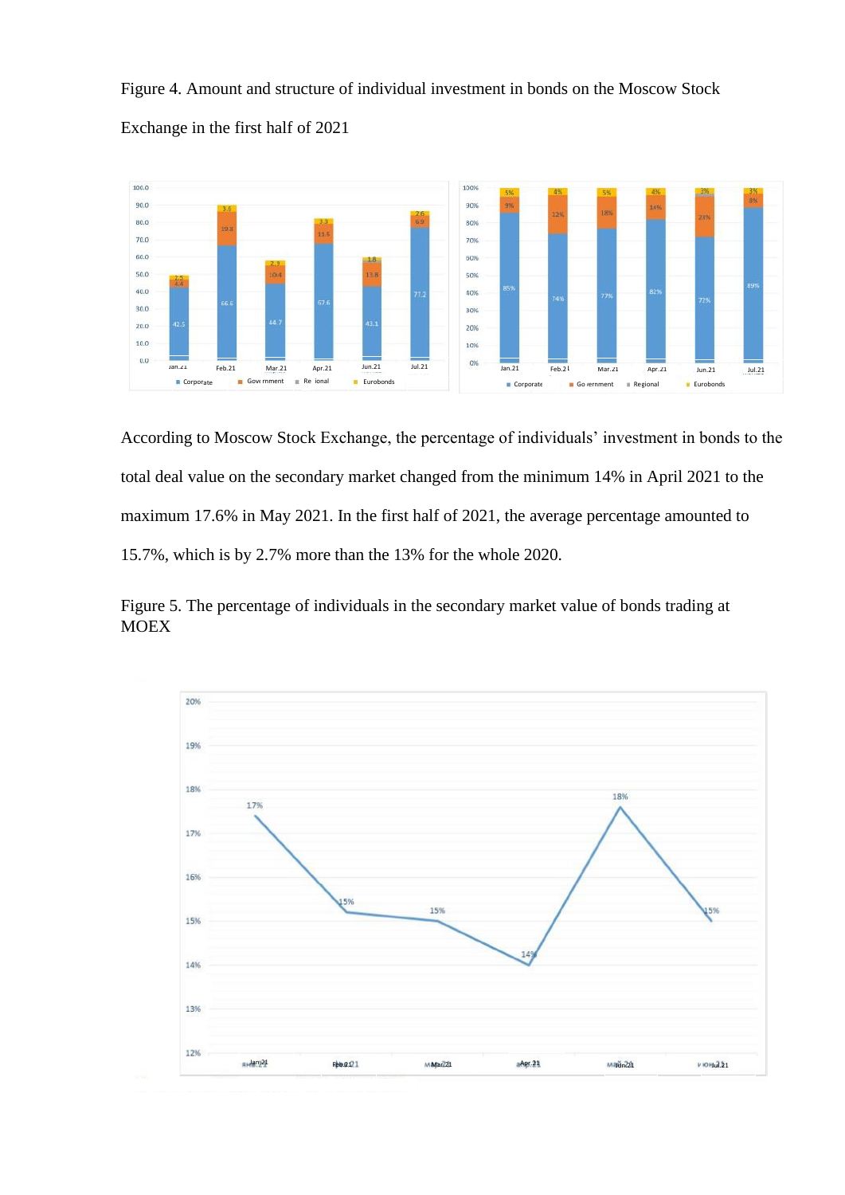Figure 4. Amount and structure of individual investment in bonds on the Moscow Stock Exchange in the first half of 2021

According to Moscow Stock Exchange, the percentage of individuals' investment in bonds to the total deal value on the secondary market changed from the minimum 14% in April 2021 to the maximum 17.6% in May 2021. In the first half of 2021, the average percentage amounted to 15.7%, which is by 2.7% more than the 13% for the whole 2020.

Figure 5. The percentage of individuals in the secondary market value of bonds trading at MOEX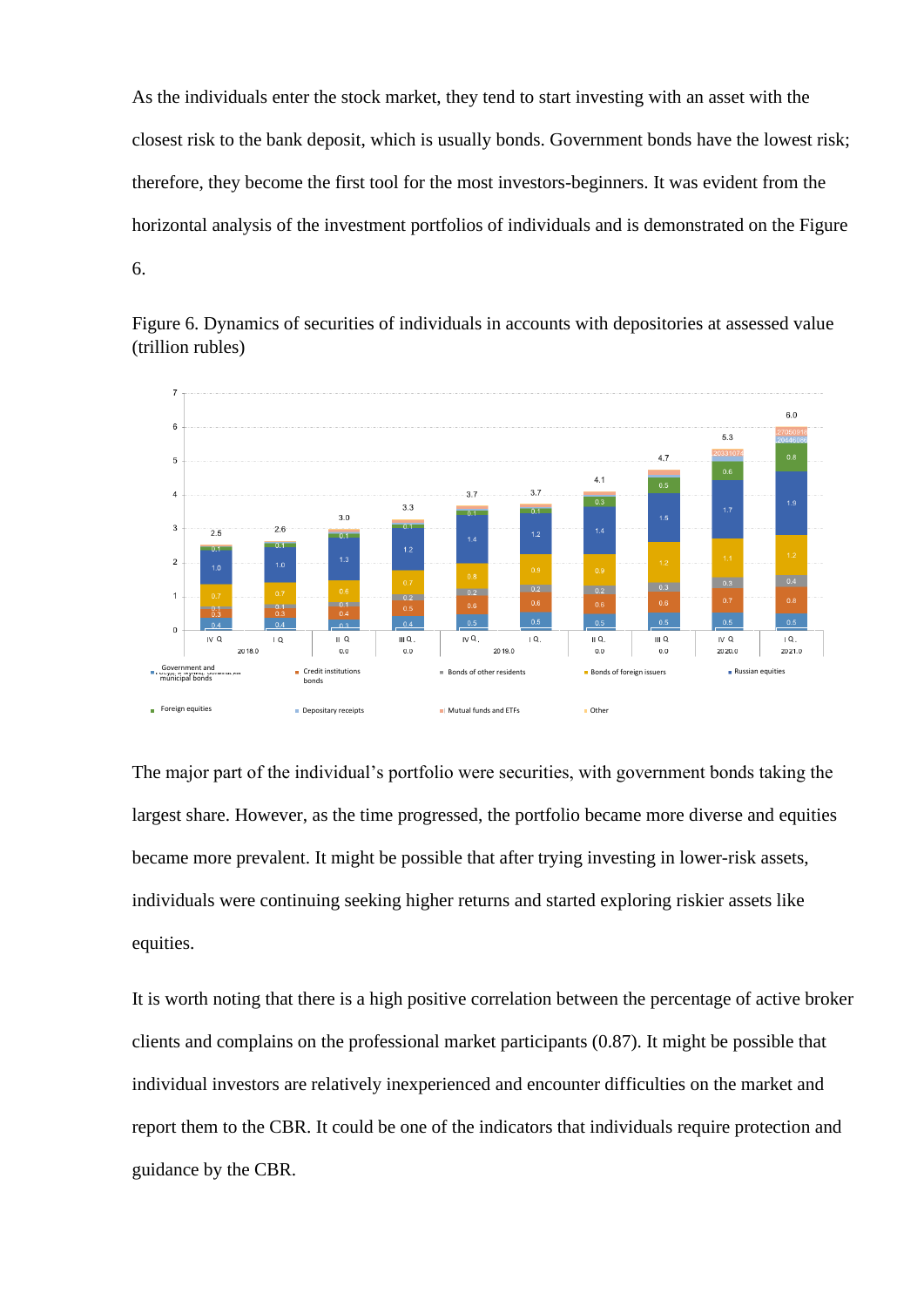As the individuals enter the stock market, they tend to start investing with an asset with the closest risk to the bank deposit, which is usually bonds. Government bonds have the lowest risk; therefore, they become the first tool for the most investors-beginners. It was evident from the horizontal analysis of the investment portfolios of individuals and is demonstrated on the Figure 6.

Figure 6. Dynamics of securities of individuals in accounts with depositories at assessed value (trillion rubles)

The major part of the individual's portfolio were securities, with government bonds taking the largest share. However, as the time progressed, the portfolio became more diverse and equities became more prevalent. It might be possible that after trying investing in lower-risk assets, individuals were continuing seeking higher returns and started exploring riskier assets like equities.

It is worth noting that there is a high positive correlation between the percentage of active broker clients and complains on the professional market participants (0.87). It might be possible that individual investors are relatively inexperienced and encounter difficulties on the market and report them to the CBR. It could be one of the indicators that individuals require protection and guidance by the CBR.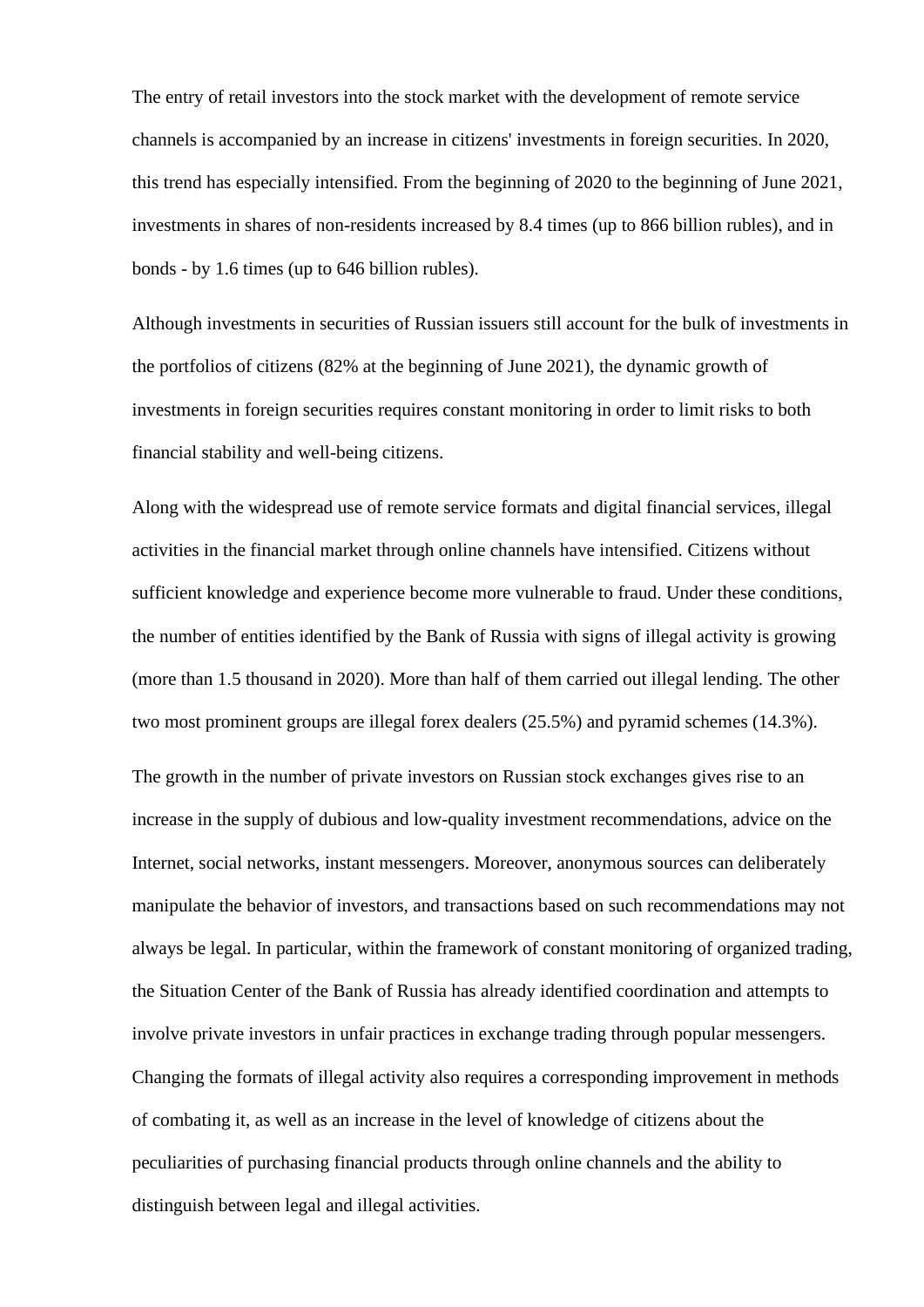The entry of retail investors into the stock market with the development of remote service channels is accompanied by an increase in citizens' investments in foreign securities. In 2020, this trend has especially intensified. From the beginning of 2020 to the beginning of June 2021, investments in shares of non-residents increased by 8.4 times (up to 866 billion rubles), and in bonds - by 1.6 times (up to 646 billion rubles).

Although investments in securities of Russian issuers still account for the bulk of investments in the portfolios of citizens (82% at the beginning of June 2021), the dynamic growth of investments in foreign securities requires constant monitoring in order to limit risks to both financial stability and well-being citizens.

Along with the widespread use of remote service formats and digital financial services, illegal activities in the financial market through online channels have intensified. Citizens without sufficient knowledge and experience become more vulnerable to fraud. Under these conditions, the number of entities identified by the Bank of Russia with signs of illegal activity is growing (more than 1.5 thousand in 2020). More than half of them carried out illegal lending. The other two most prominent groups are illegal forex dealers (25.5%) and pyramid schemes (14.3%).

The growth in the number of private investors on Russian stock exchanges gives rise to an increase in the supply of dubious and low-quality investment recommendations, advice on the Internet, social networks, instant messengers. Moreover, anonymous sources can deliberately manipulate the behavior of investors, and transactions based on such recommendations may not always be legal. In particular, within the framework of constant monitoring of organized trading, the Situation Center of the Bank of Russia has already identified coordination and attempts to involve private investors in unfair practices in exchange trading through popular messengers. Changing the formats of illegal activity also requires a corresponding improvement in methods of combating it, as well as an increase in the level of knowledge of citizens about the peculiarities of purchasing financial products through online channels and the ability to distinguish between legal and illegal activities.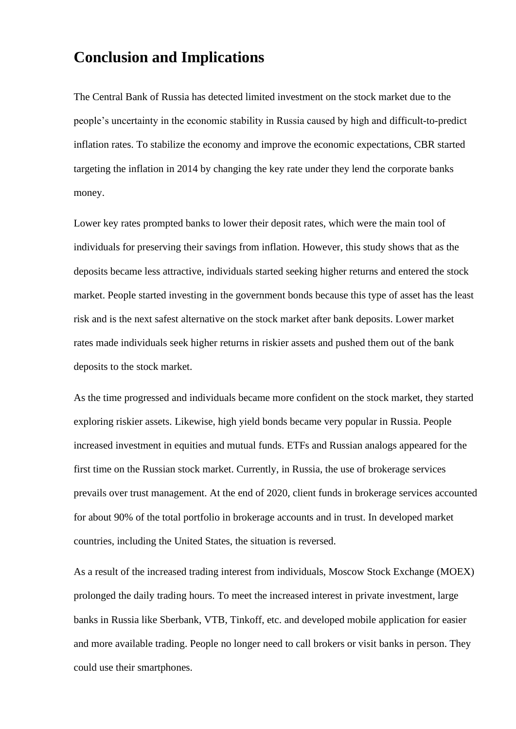# Conclusion and Implications

The Central Bank of Russia has detected limited investment on the stock market due to the people's uncertainty in the economic stability in Russia caused by high and difficult-to-predict inflation rates. To stabilize the economy and improve the economic expectations, CBR started targeting the inflation in 2014 by changing the key rate under they lend the corporate banks money.

Lower key rates prompted banks to lower their deposit rates, which were the main tool of individuals for preserving their savings from inflation. However, this study shows that as the deposits became less attractive, individuals started seeking higher returns and entered the stock market. People started investing in the government bonds because this type of asset has the least risk and is the next safest alternative on the stock market after bank deposits. Lower market rates made individuals seek higher returns in riskier assets and pushed them out of the bank deposits to the stock market.

As the time progressed and individuals became more confident on the stock market, they started exploring riskier assets. Likewise, high yield bonds became very popular in Russia. People increased investment in equities and mutual funds. ETFs and Russian analogs appeared for the first time on the Russian stock market. Currently, in Russia, the use of brokerage services prevails over trust management. At the end of 2020, client funds in brokerage services accounted for about 90% of the total portfolio in brokerage accounts and in trust. In developed market countries, including the United States, the situation is reversed.

As a result of the increased trading interest from individuals, Moscow Stock Exchange (MOEX) prolonged the daily trading hours. To meet the increased interest in private investment, large banks in Russia like Sberbank, VTB, Tinkoff, etc. and developed mobile application for easier and more available trading. People no longer need to call brokers or visit banks in person. They could use their smartphones.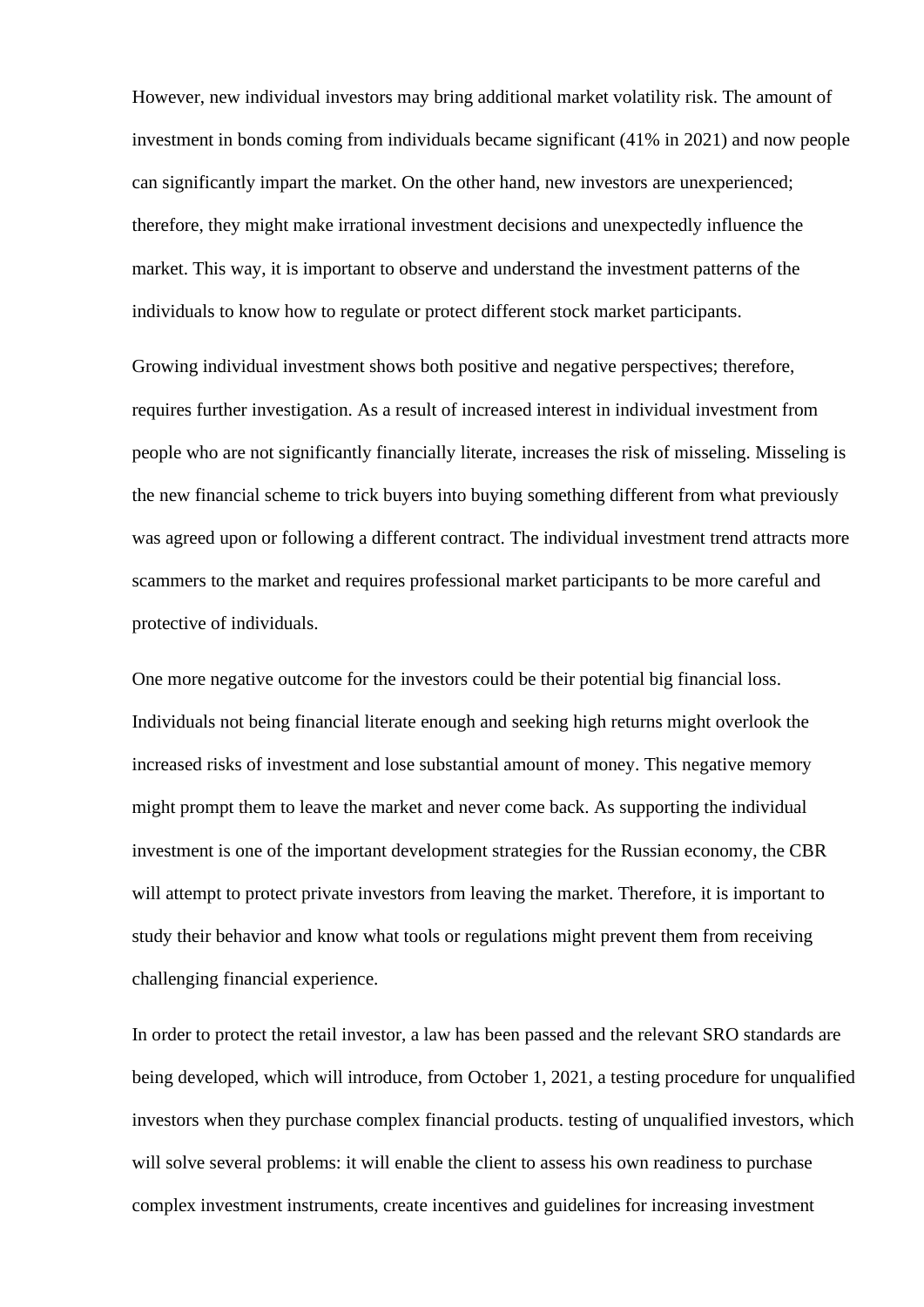However, new individual investors may bring additional market volatility risk. The amount of investment in bonds coming from individuals became significant (41% in 2021) and now people can significantly impart the market. On the other hand, new investors are unexperienced; therefore, they might make irrational investment decisions and unexpectedly influence the market. This way, it is important to observe and understand the investment patterns of the individuals to know how to regulate or protect different stock market participants.

Growing individual investment shows both positive and negative perspectives; therefore, requires further investigation. As a result of increased interest in individual investment from people who are not significantly financially literate, increases the risk of misseling. Misseling is the new financial scheme to trick buyers into buying something different from what previously was agreed upon or following a different contract. The individual investment trend attracts more scammers to the market and requires professional market participants to be more careful and protective of individuals.

One more negative outcome for the investors could be their potential big financial loss. Individuals not being financial literate enough and seeking high returns might overlook the increased risks of investment and lose substantial amount of money. This negative memory might prompt them to leave the market and never come back. As supporting the individual investment is one of the important development strategies for the Russian economy, the CBR will attempt to protect private investors from leaving the market. Therefore, it is important to study their behavior and know what tools or regulations might prevent them from receiving challenging financial experience.

In order to protect the retail investor, a law has been passed and the relevant SRO standards are being developed, which will introduce, from October 1, 2021, a testing procedure for unqualified investors when they purchase complex financial products. testing of unqualified investors, which will solve several problems: it will enable the client to assess his own readiness to purchase complex investment instruments, create incentives and guidelines for increasing investment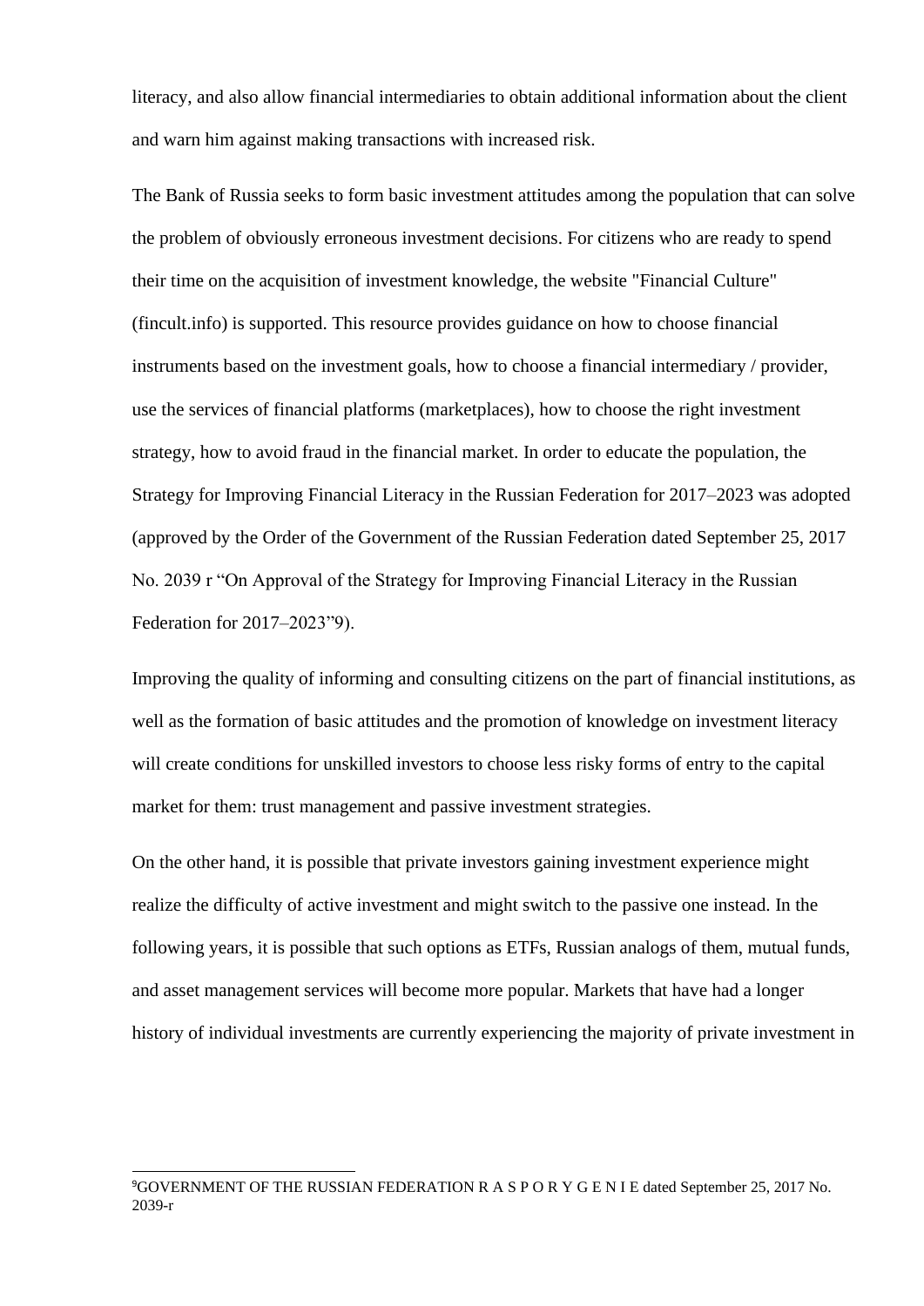literacy, and also allow financial intermediaries to obtain additional information about the client and warn him against making transactions with increased risk.

The Bank of Russia seeks to form basic investment attitudes among the population that can solve the problem of obviously erroneous investment decisions. For citizens who are ready to spend their time on the acquisition of investment knowledge, the website "Financial Culture" (fincult.info) is supported. This resource provides guidance on how to choose financial instruments based on the investment goals, how to choose a financial intermediary / provider, use the services of financial platforms (marketplaces), how to choose the right investment strategy, how to avoid fraud in the financial market. In order to educate the population, the Strategy for Improving Financial Literacy in the Russian Federation for 2017–2023 was adopted (approved by the Order of the Government of the Russian Federation dated September 25, 2017 No. 2039 r “On Approval of the Strategy for Improving Financial Literacy in the Russian Federation for 2017–2023”[9]).

Improving the quality of informing and consulting citizens on the part of financial institutions, as well as the formation of basic attitudes and the promotion of knowledge on investment literacy will create conditions for unskilled investors to choose less risky forms of entry to the capital market for them: trust management and passive investment strategies.

On the other hand, it is possible that private investors gaining investment experience might realize the difficulty of active investment and might switch to the passive one instead. In the following years, it is possible that such options as ETFs, Russian analogs of them, mutual funds, and asset management services will become more popular. Markets that have had a longer history of individual investments are currently experiencing the majority of private investment in

---

[9] GOVERNMENT OF THE RUSSIAN FEDERATION R A S P O R Y G E N I E dated September 25, 2017 No. 2039-r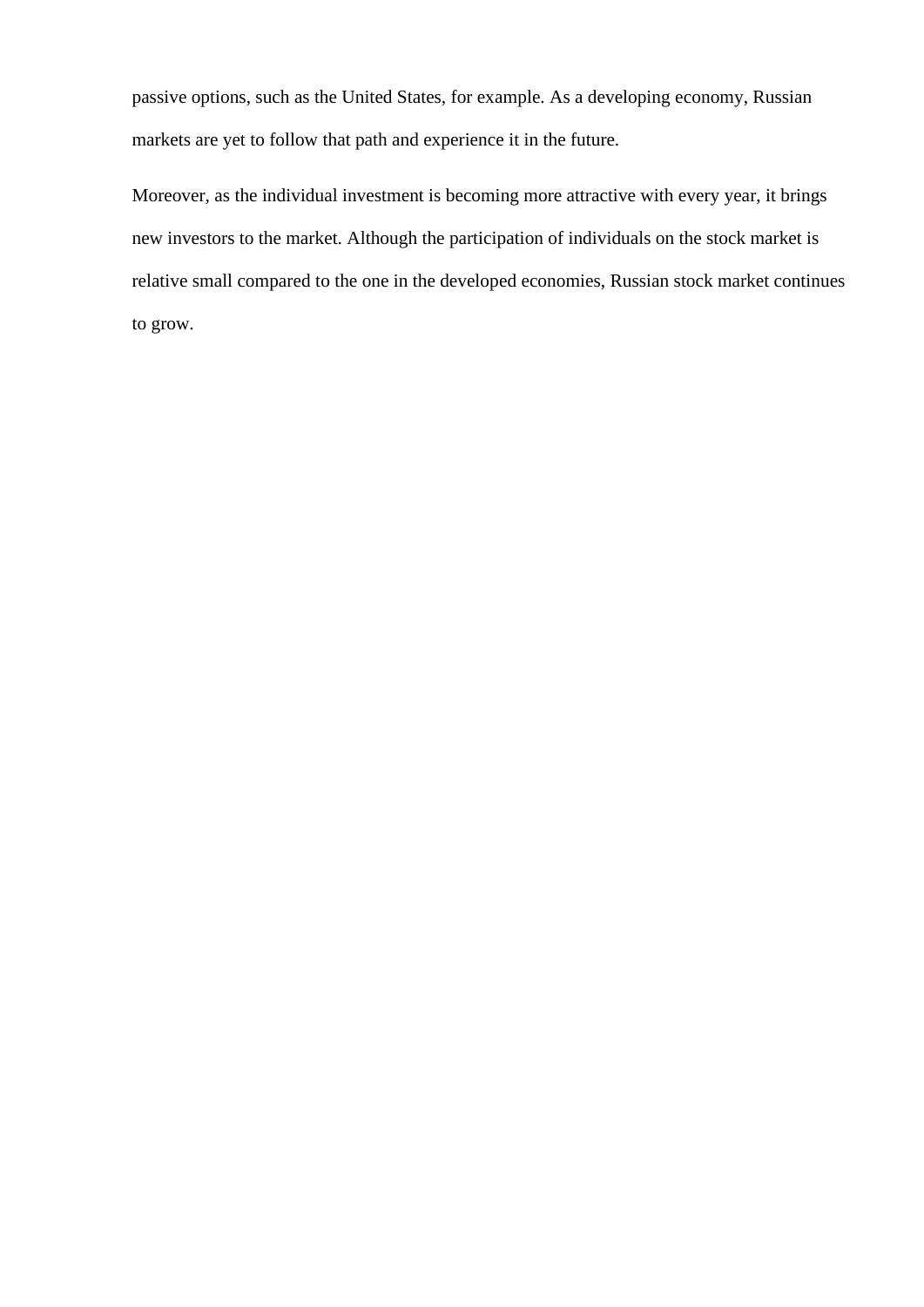passive options, such as the United States, for example. As a developing economy, Russian markets are yet to follow that path and experience it in the future.

Moreover, as the individual investment is becoming more attractive with every year, it brings new investors to the market. Although the participation of individuals on the stock market is relative small compared to the one in the developed economies, Russian stock market continues to grow.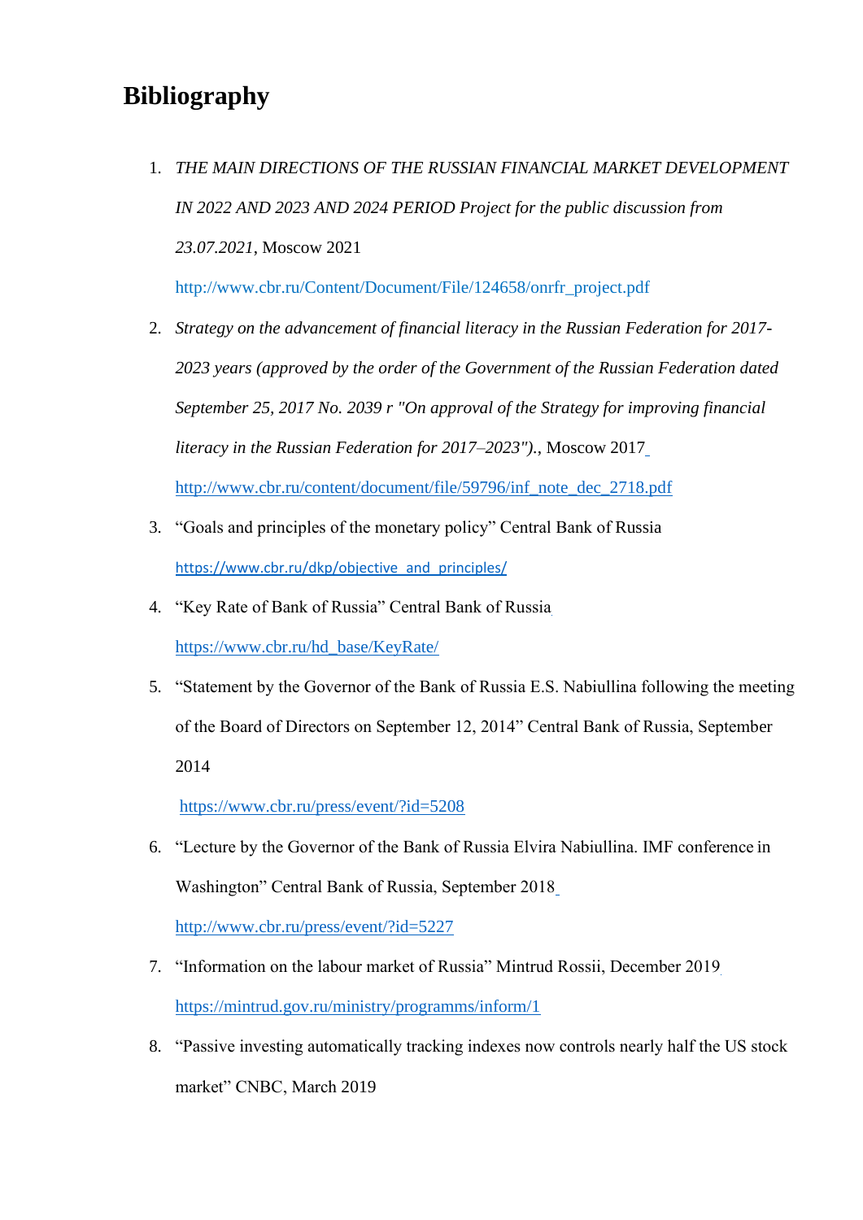# Bibliography

1. *THE MAIN DIRECTIONS OF THE RUSSIAN FINANCIAL MARKET DEVELOPMENT IN 2022 AND 2023 AND 2024 PERIOD Project for the public discussion from 23.07.2021*, Moscow 2021
   http://www.cbr.ru/Content/Document/File/124658/onrfr_project.pdf
2. *Strategy on the advancement of financial literacy in the Russian Federation for 2017-2023 years (approved by the order of the Government of the Russian Federation dated September 25, 2017 No. 2039 r "On approval of the Strategy for improving financial literacy in the Russian Federation for 2017–2023").*, Moscow 2017
   http://www.cbr.ru/content/document/file/59796/inf_note_dec_2718.pdf
3. "Goals and principles of the monetary policy" Central Bank of Russia
   https://www.cbr.ru/dkp/objective_and_principles/
4. "Key Rate of Bank of Russia" Central Bank of Russia
   https://www.cbr.ru/hd_base/KeyRate/
5. "Statement by the Governor of the Bank of Russia E.S. Nabiullina following the meeting of the Board of Directors on September 12, 2014" Central Bank of Russia, September 2014
   https://www.cbr.ru/press/event/?id=5208
6. "Lecture by the Governor of the Bank of Russia Elvira Nabiullina. IMF conference in Washington" Central Bank of Russia, September 2018
   http://www.cbr.ru/press/event/?id=5227
7. "Information on the labour market of Russia" Mintrud Rossii, December 2019
   https://mintrud.gov.ru/ministry/programms/inform/1
8. "Passive investing automatically tracking indexes now controls nearly half the US stock market" CNBC, March 2019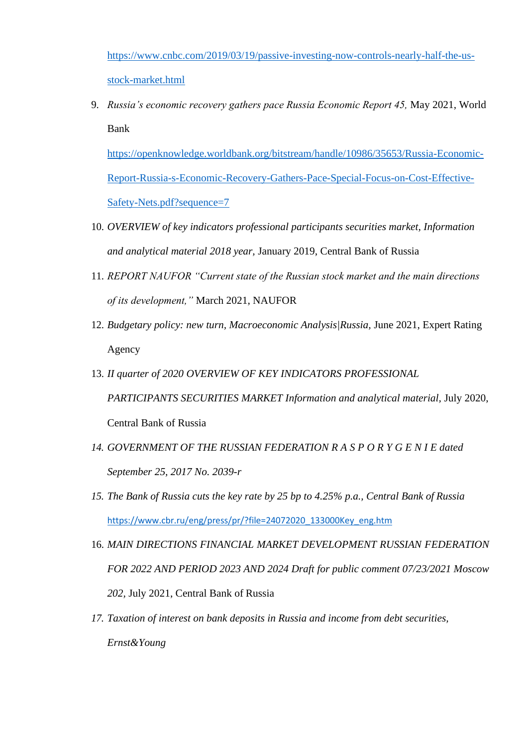https://www.cnbc.com/2019/03/19/passive-investing-now-controls-nearly-half-the-us-stock-market.html

9. *Russia's economic recovery gathers pace Russia Economic Report 45,* May 2021, World Bank https://openknowledge.worldbank.org/bitstream/handle/10986/35653/Russia-Economic-Report-Russia-s-Economic-Recovery-Gathers-Pace-Special-Focus-on-Cost-Effective-Safety-Nets.pdf?sequence=7
10. *OVERVIEW of key indicators professional participants securities market, Information and analytical material 2018 year,* January 2019, Central Bank of Russia
11. *REPORT NAUFOR "Current state of the Russian stock market and the main directions of its development,"* March 2021, NAUFOR
12. *Budgetary policy: new turn, Macroeconomic Analysis|Russia,* June 2021, Expert Rating Agency
13. *II quarter of 2020 OVERVIEW OF KEY INDICATORS PROFESSIONAL PARTICIPANTS SECURITIES MARKET Information and analytical material,* July 2020, Central Bank of Russia
14. *GOVERNMENT OF THE RUSSIAN FEDERATION R A S P O R Y G E N I E dated September 25, 2017 No. 2039-r*
15. *The Bank of Russia cuts the key rate by 25 bp to 4.25% p.a., Central Bank of Russia* https://www.cbr.ru/eng/press/pr/?file=24072020_133000Key_eng.htm
16. *MAIN DIRECTIONS FINANCIAL MARKET DEVELOPMENT RUSSIAN FEDERATION FOR 2022 AND PERIOD 2023 AND 2024 Draft for public comment 07/23/2021 Moscow 202,* July 2021, Central Bank of Russia
17. *Taxation of interest on bank deposits in Russia and income from debt securities, Ernst&Young*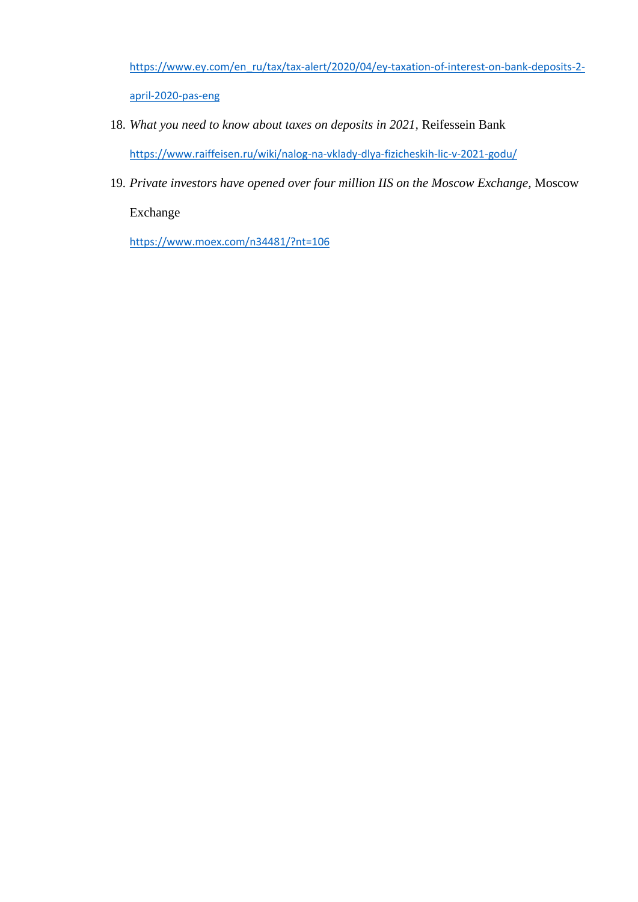https://www.ey.com/en_ru/tax/tax-alert/2020/04/ey-taxation-of-interest-on-bank-deposits-2-april-2020-pas-eng

18. *What you need to know about taxes on deposits in 2021,* Reifessein Bank

    https://www.raiffeisen.ru/wiki/nalog-na-vklady-dlya-fizicheskih-lic-v-2021-godu/

19. *Private investors have opened over four million IIS on the Moscow Exchange*, Moscow Exchange

    https://www.moex.com/n34481/?nt=106